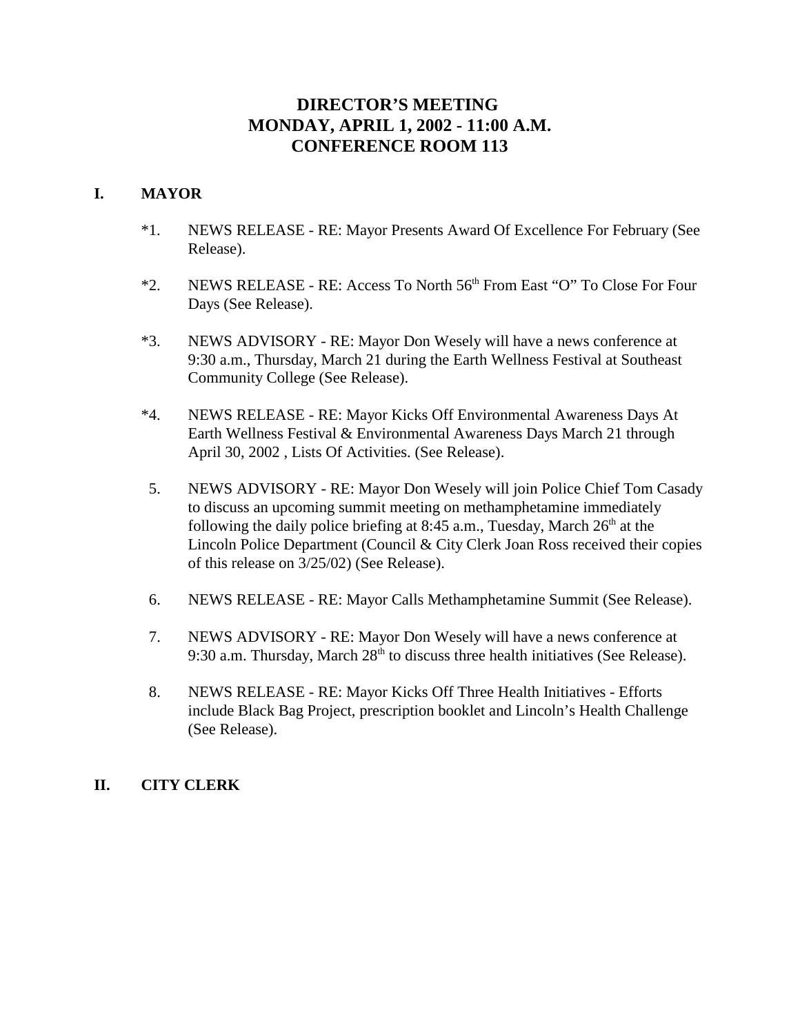# DIRECTOR'S MEETING
# MONDAY, APRIL 1, 2002 - 11:00 A.M.
# CONFERENCE ROOM 113

## I. MAYOR

*1. NEWS RELEASE - RE: Mayor Presents Award Of Excellence For February (See Release).

*2. NEWS RELEASE - RE: Access To North 56th From East "O" To Close For Four Days (See Release).

*3. NEWS ADVISORY - RE: Mayor Don Wesely will have a news conference at 9:30 a.m., Thursday, March 21 during the Earth Wellness Festival at Southeast Community College (See Release).

*4. NEWS RELEASE - RE: Mayor Kicks Off Environmental Awareness Days At Earth Wellness Festival & Environmental Awareness Days March 21 through April 30, 2002 , Lists Of Activities. (See Release).

5. NEWS ADVISORY - RE: Mayor Don Wesely will join Police Chief Tom Casady to discuss an upcoming summit meeting on methamphetamine immediately following the daily police briefing at 8:45 a.m., Tuesday, March 26th at the Lincoln Police Department (Council & City Clerk Joan Ross received their copies of this release on 3/25/02) (See Release).

6. NEWS RELEASE - RE: Mayor Calls Methamphetamine Summit (See Release).

7. NEWS ADVISORY - RE: Mayor Don Wesely will have a news conference at 9:30 a.m. Thursday, March 28th to discuss three health initiatives (See Release).

8. NEWS RELEASE - RE: Mayor Kicks Off Three Health Initiatives - Efforts include Black Bag Project, prescription booklet and Lincoln's Health Challenge (See Release).

## II. CITY CLERK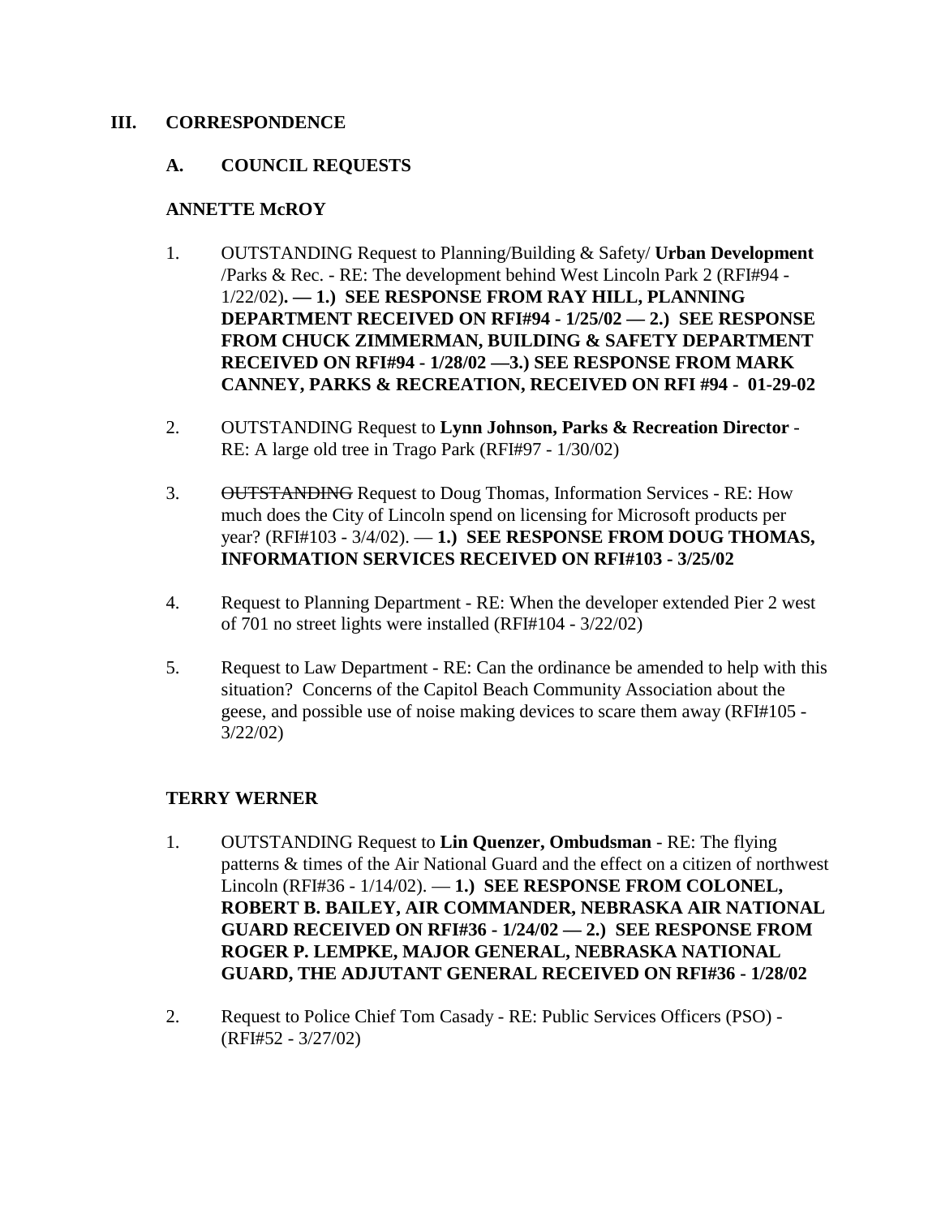## III. CORRESPONDENCE

### A. COUNCIL REQUESTS

**ANNETTE McROY**

1. OUTSTANDING Request to Planning/Building & Safety/ **Urban Development** /Parks & Rec. - RE: The development behind West Lincoln Park 2 (RFI#94 - 1/22/02)**. — 1.) SEE RESPONSE FROM RAY HILL, PLANNING DEPARTMENT RECEIVED ON RFI#94 - 1/25/02 — 2.) SEE RESPONSE FROM CHUCK ZIMMERMAN, BUILDING & SAFETY DEPARTMENT RECEIVED ON RFI#94 - 1/28/02 —3.) SEE RESPONSE FROM MARK CANNEY, PARKS & RECREATION, RECEIVED ON RFI #94 - 01-29-02**

2. OUTSTANDING Request to **Lynn Johnson, Parks & Recreation Director** - RE: A large old tree in Trago Park (RFI#97 - 1/30/02)

3. ~~OUTSTANDING~~ Request to Doug Thomas, Information Services - RE: How much does the City of Lincoln spend on licensing for Microsoft products per year? (RFI#103 - 3/4/02). — **1.) SEE RESPONSE FROM DOUG THOMAS, INFORMATION SERVICES RECEIVED ON RFI#103 - 3/25/02**

4. Request to Planning Department - RE: When the developer extended Pier 2 west of 701 no street lights were installed (RFI#104 - 3/22/02)

5. Request to Law Department - RE: Can the ordinance be amended to help with this situation? Concerns of the Capitol Beach Community Association about the geese, and possible use of noise making devices to scare them away (RFI#105 - 3/22/02)

**TERRY WERNER**

1. OUTSTANDING Request to **Lin Quenzer, Ombudsman** - RE: The flying patterns & times of the Air National Guard and the effect on a citizen of northwest Lincoln (RFI#36 - 1/14/02). — **1.) SEE RESPONSE FROM COLONEL, ROBERT B. BAILEY, AIR COMMANDER, NEBRASKA AIR NATIONAL GUARD RECEIVED ON RFI#36 - 1/24/02 — 2.) SEE RESPONSE FROM ROGER P. LEMPKE, MAJOR GENERAL, NEBRASKA NATIONAL GUARD, THE ADJUTANT GENERAL RECEIVED ON RFI#36 - 1/28/02**

2. Request to Police Chief Tom Casady - RE: Public Services Officers (PSO) - (RFI#52 - 3/27/02)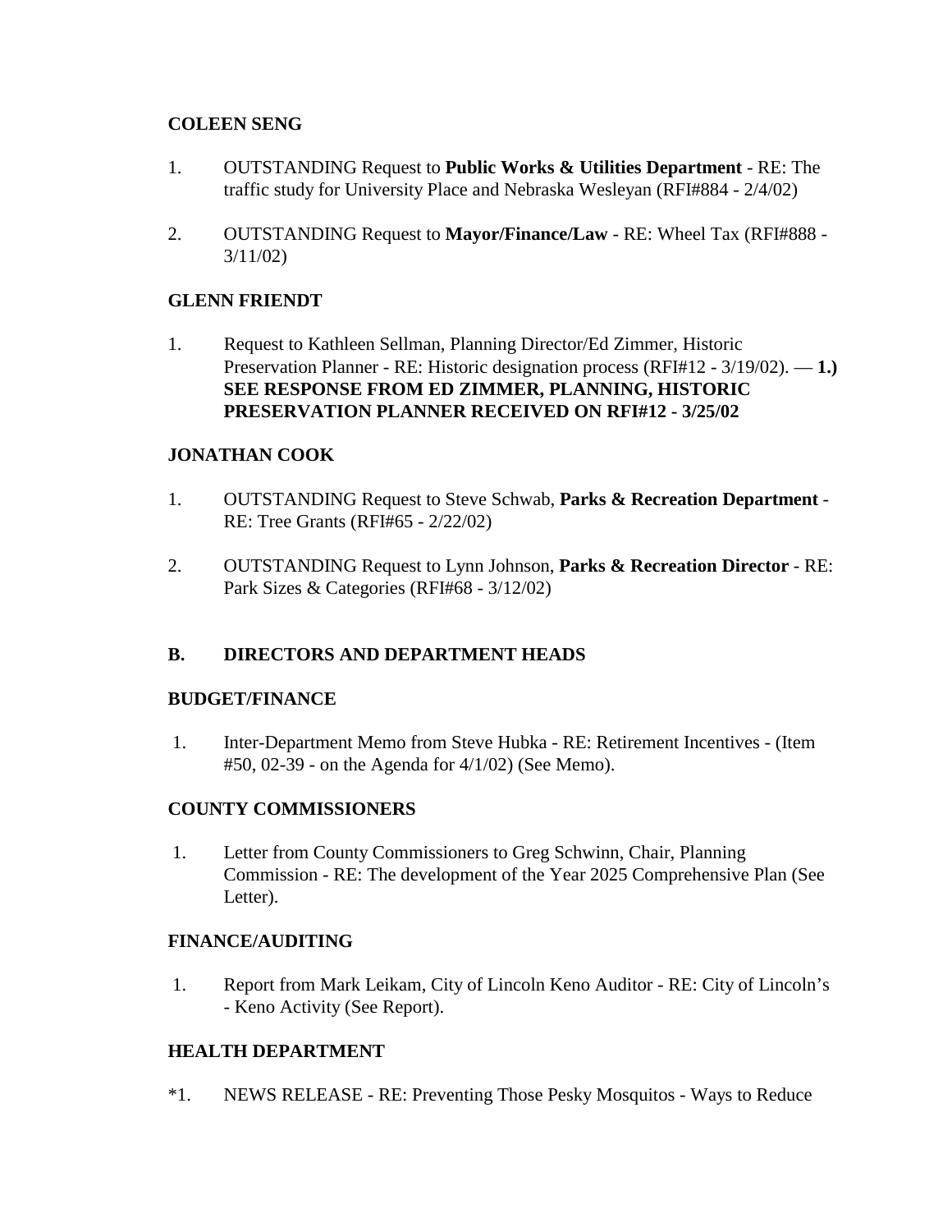**COLEEN SENG**

1. OUTSTANDING Request to **Public Works & Utilities Department** - RE: The traffic study for University Place and Nebraska Wesleyan (RFI#884 - 2/4/02)

2. OUTSTANDING Request to **Mayor/Finance/Law** - RE: Wheel Tax (RFI#888 - 3/11/02)

**GLENN FRIENDT**

1. Request to Kathleen Sellman, Planning Director/Ed Zimmer, Historic Preservation Planner - RE: Historic designation process (RFI#12 - 3/19/02). — **1.) SEE RESPONSE FROM ED ZIMMER, PLANNING, HISTORIC PRESERVATION PLANNER RECEIVED ON RFI#12 - 3/25/02**

**JONATHAN COOK**

1. OUTSTANDING Request to Steve Schwab, **Parks & Recreation Department** - RE: Tree Grants (RFI#65 - 2/22/02)

2. OUTSTANDING Request to Lynn Johnson, **Parks & Recreation Director** - RE: Park Sizes & Categories (RFI#68 - 3/12/02)

## B. DIRECTORS AND DEPARTMENT HEADS

**BUDGET/FINANCE**

1. Inter-Department Memo from Steve Hubka - RE: Retirement Incentives - (Item #50, 02-39 - on the Agenda for 4/1/02) (See Memo).

**COUNTY COMMISSIONERS**

1. Letter from County Commissioners to Greg Schwinn, Chair, Planning Commission - RE: The development of the Year 2025 Comprehensive Plan (See Letter).

**FINANCE/AUDITING**

1. Report from Mark Leikam, City of Lincoln Keno Auditor - RE: City of Lincoln's - Keno Activity (See Report).

**HEALTH DEPARTMENT**

*1. NEWS RELEASE - RE: Preventing Those Pesky Mosquitos - Ways to Reduce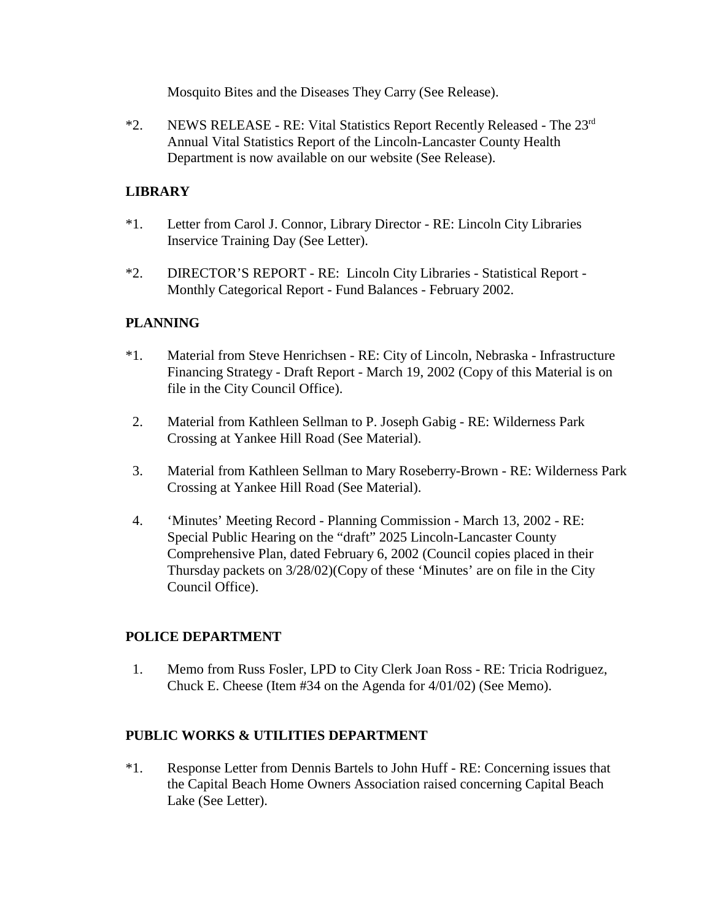Mosquito Bites and the Diseases They Carry (See Release).

*2. NEWS RELEASE - RE: Vital Statistics Report Recently Released - The 23rd Annual Vital Statistics Report of the Lincoln-Lancaster County Health Department is now available on our website (See Release).

**LIBRARY**

*1. Letter from Carol J. Connor, Library Director - RE: Lincoln City Libraries Inservice Training Day (See Letter).

*2. DIRECTOR'S REPORT - RE: Lincoln City Libraries - Statistical Report - Monthly Categorical Report - Fund Balances - February 2002.

**PLANNING**

*1. Material from Steve Henrichsen - RE: City of Lincoln, Nebraska - Infrastructure Financing Strategy - Draft Report - March 19, 2002 (Copy of this Material is on file in the City Council Office).

2. Material from Kathleen Sellman to P. Joseph Gabig - RE: Wilderness Park Crossing at Yankee Hill Road (See Material).

3. Material from Kathleen Sellman to Mary Roseberry-Brown - RE: Wilderness Park Crossing at Yankee Hill Road (See Material).

4. 'Minutes' Meeting Record - Planning Commission - March 13, 2002 - RE: Special Public Hearing on the "draft" 2025 Lincoln-Lancaster County Comprehensive Plan, dated February 6, 2002 (Council copies placed in their Thursday packets on 3/28/02)(Copy of these 'Minutes' are on file in the City Council Office).

**POLICE DEPARTMENT**

1. Memo from Russ Fosler, LPD to City Clerk Joan Ross - RE: Tricia Rodriguez, Chuck E. Cheese (Item #34 on the Agenda for 4/01/02) (See Memo).

**PUBLIC WORKS & UTILITIES DEPARTMENT**

*1. Response Letter from Dennis Bartels to John Huff - RE: Concerning issues that the Capital Beach Home Owners Association raised concerning Capital Beach Lake (See Letter).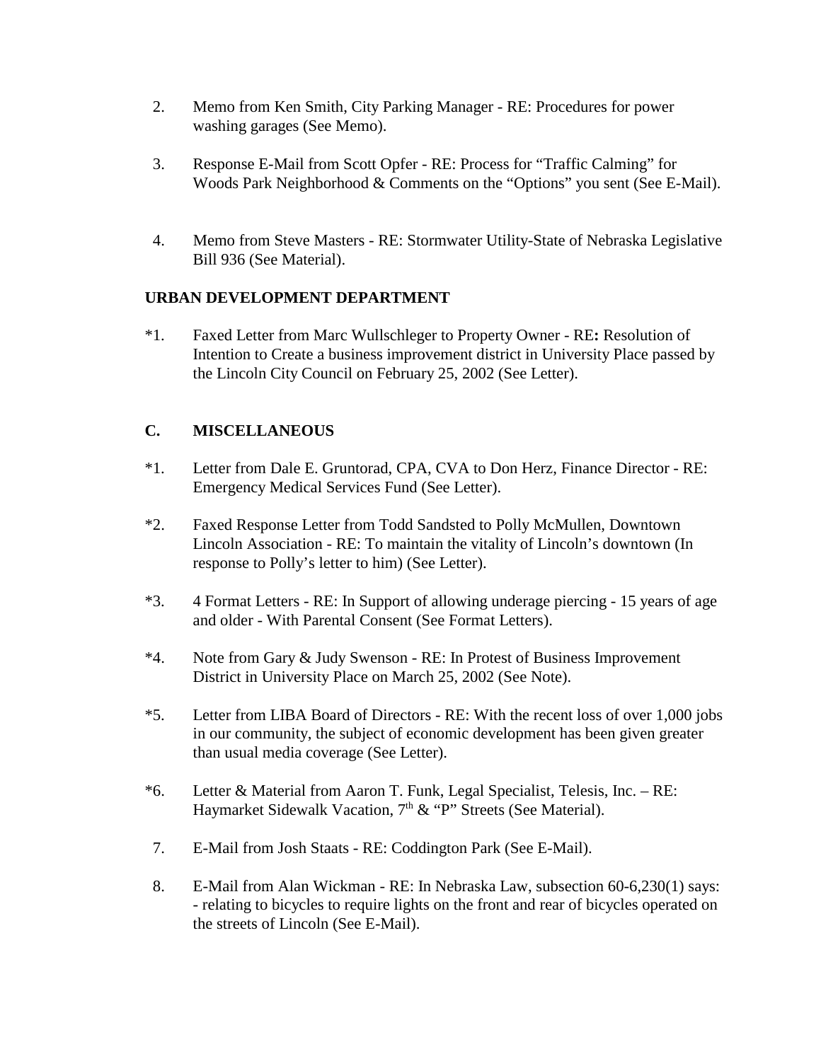2. Memo from Ken Smith, City Parking Manager - RE: Procedures for power washing garages (See Memo).

3. Response E-Mail from Scott Opfer - RE: Process for "Traffic Calming" for Woods Park Neighborhood & Comments on the "Options" you sent (See E-Mail).

4. Memo from Steve Masters - RE: Stormwater Utility-State of Nebraska Legislative Bill 936 (See Material).

**URBAN DEVELOPMENT DEPARTMENT**

*1. Faxed Letter from Marc Wullschleger to Property Owner - RE**:** Resolution of Intention to Create a business improvement district in University Place passed by the Lincoln City Council on February 25, 2002 (See Letter).

**C. MISCELLANEOUS**

*1. Letter from Dale E. Gruntorad, CPA, CVA to Don Herz, Finance Director - RE: Emergency Medical Services Fund (See Letter).

*2. Faxed Response Letter from Todd Sandsted to Polly McMullen, Downtown Lincoln Association - RE: To maintain the vitality of Lincoln's downtown (In response to Polly's letter to him) (See Letter).

*3. 4 Format Letters - RE: In Support of allowing underage piercing - 15 years of age and older - With Parental Consent (See Format Letters).

*4. Note from Gary & Judy Swenson - RE: In Protest of Business Improvement District in University Place on March 25, 2002 (See Note).

*5. Letter from LIBA Board of Directors - RE: With the recent loss of over 1,000 jobs in our community, the subject of economic development has been given greater than usual media coverage (See Letter).

*6. Letter & Material from Aaron T. Funk, Legal Specialist, Telesis, Inc. – RE: Haymarket Sidewalk Vacation, 7th & "P" Streets (See Material).

7. E-Mail from Josh Staats - RE: Coddington Park (See E-Mail).

8. E-Mail from Alan Wickman - RE: In Nebraska Law, subsection 60-6,230(1) says: - relating to bicycles to require lights on the front and rear of bicycles operated on the streets of Lincoln (See E-Mail).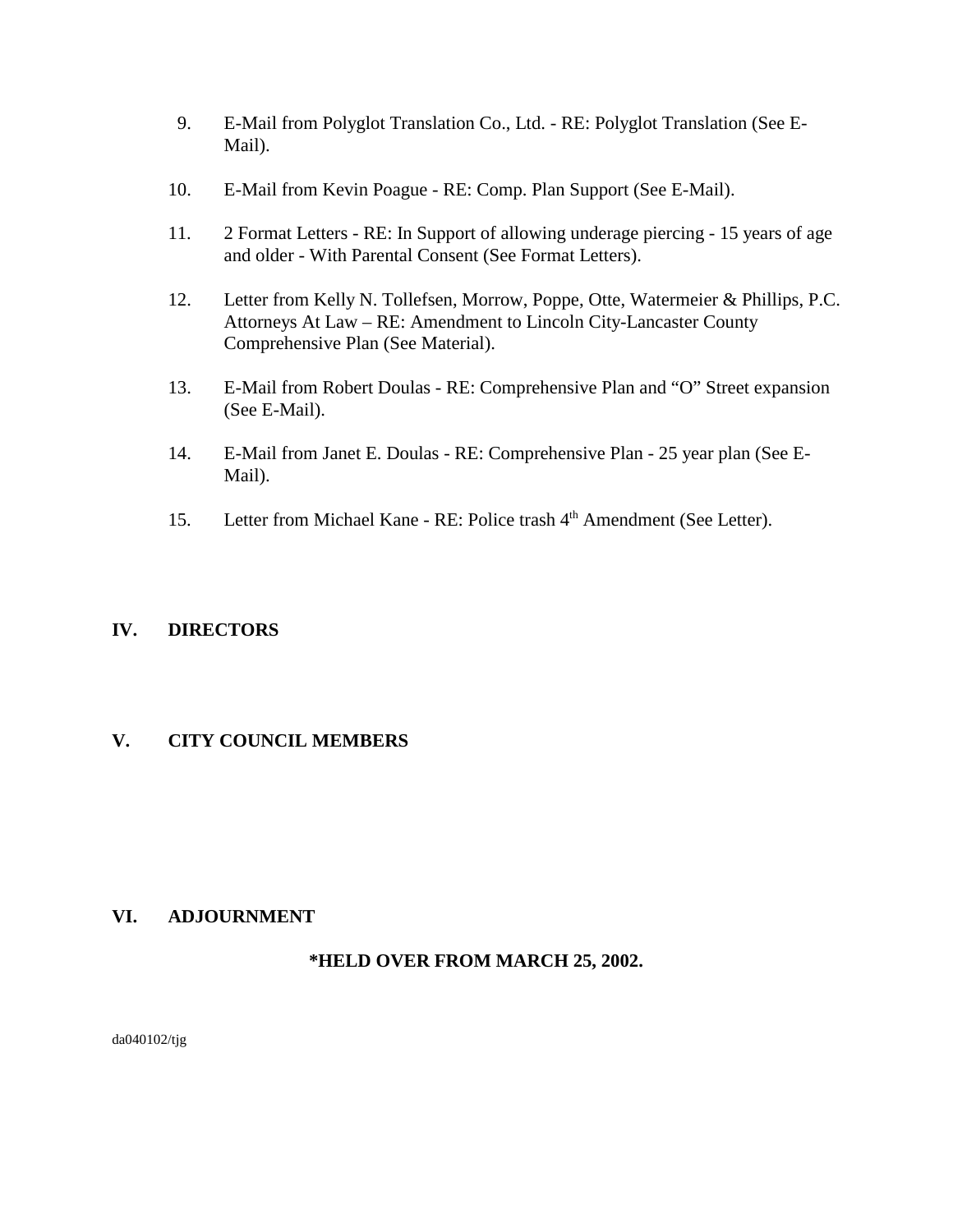9. E-Mail from Polyglot Translation Co., Ltd. - RE: Polyglot Translation (See E-Mail).

10. E-Mail from Kevin Poague - RE: Comp. Plan Support (See E-Mail).

11. 2 Format Letters - RE: In Support of allowing underage piercing - 15 years of age and older - With Parental Consent (See Format Letters).

12. Letter from Kelly N. Tollefsen, Morrow, Poppe, Otte, Watermeier & Phillips, P.C. Attorneys At Law – RE: Amendment to Lincoln City-Lancaster County Comprehensive Plan (See Material).

13. E-Mail from Robert Doulas - RE: Comprehensive Plan and "O" Street expansion (See E-Mail).

14. E-Mail from Janet E. Doulas - RE: Comprehensive Plan - 25 year plan (See E-Mail).

15. Letter from Michael Kane - RE: Police trash 4th Amendment (See Letter).

## IV. DIRECTORS

## V. CITY COUNCIL MEMBERS

## VI. ADJOURNMENT

**\*HELD OVER FROM MARCH 25, 2002.**

da040102/tjg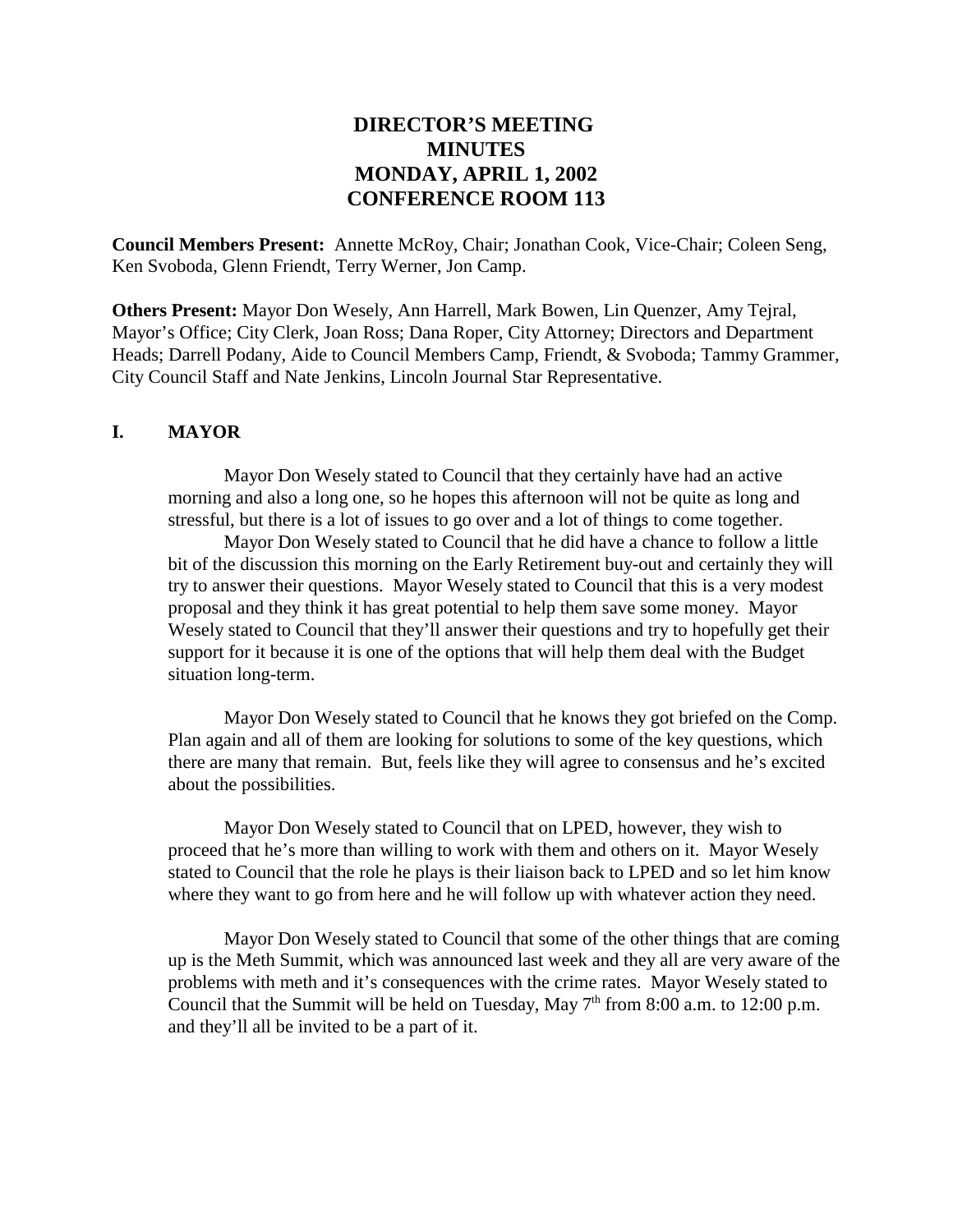# DIRECTOR'S MEETING
# MINUTES
# MONDAY, APRIL 1, 2002
# CONFERENCE ROOM 113

**Council Members Present:** Annette McRoy, Chair; Jonathan Cook, Vice-Chair; Coleen Seng, Ken Svoboda, Glenn Friendt, Terry Werner, Jon Camp.

**Others Present:** Mayor Don Wesely, Ann Harrell, Mark Bowen, Lin Quenzer, Amy Tejral, Mayor's Office; City Clerk, Joan Ross; Dana Roper, City Attorney; Directors and Department Heads; Darrell Podany, Aide to Council Members Camp, Friendt, & Svoboda; Tammy Grammer, City Council Staff and Nate Jenkins, Lincoln Journal Star Representative.

## I. MAYOR

Mayor Don Wesely stated to Council that they certainly have had an active morning and also a long one, so he hopes this afternoon will not be quite as long and stressful, but there is a lot of issues to go over and a lot of things to come together.

Mayor Don Wesely stated to Council that he did have a chance to follow a little bit of the discussion this morning on the Early Retirement buy-out and certainly they will try to answer their questions. Mayor Wesely stated to Council that this is a very modest proposal and they think it has great potential to help them save some money. Mayor Wesely stated to Council that they'll answer their questions and try to hopefully get their support for it because it is one of the options that will help them deal with the Budget situation long-term.

Mayor Don Wesely stated to Council that he knows they got briefed on the Comp. Plan again and all of them are looking for solutions to some of the key questions, which there are many that remain. But, feels like they will agree to consensus and he's excited about the possibilities.

Mayor Don Wesely stated to Council that on LPED, however, they wish to proceed that he's more than willing to work with them and others on it. Mayor Wesely stated to Council that the role he plays is their liaison back to LPED and so let him know where they want to go from here and he will follow up with whatever action they need.

Mayor Don Wesely stated to Council that some of the other things that are coming up is the Meth Summit, which was announced last week and they all are very aware of the problems with meth and it's consequences with the crime rates. Mayor Wesely stated to Council that the Summit will be held on Tuesday, May 7th from 8:00 a.m. to 12:00 p.m. and they'll all be invited to be a part of it.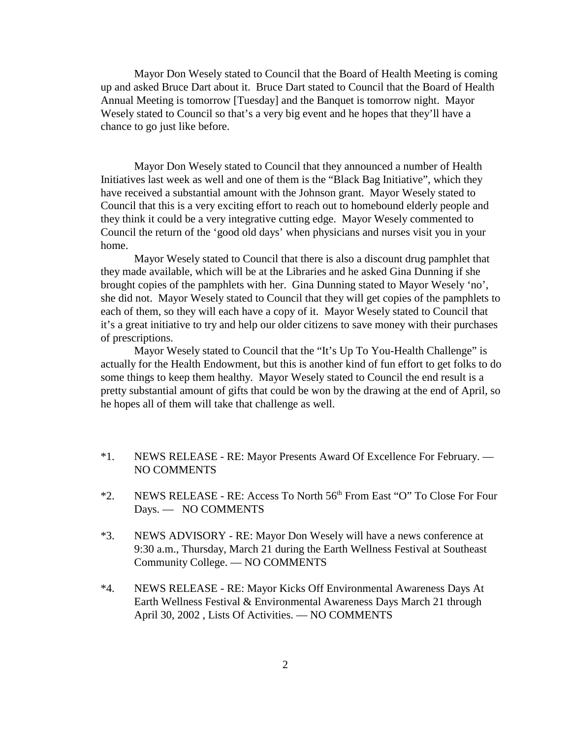Mayor Don Wesely stated to Council that the Board of Health Meeting is coming up and asked Bruce Dart about it. Bruce Dart stated to Council that the Board of Health Annual Meeting is tomorrow [Tuesday] and the Banquet is tomorrow night. Mayor Wesely stated to Council so that's a very big event and he hopes that they'll have a chance to go just like before.

Mayor Don Wesely stated to Council that they announced a number of Health Initiatives last week as well and one of them is the "Black Bag Initiative", which they have received a substantial amount with the Johnson grant. Mayor Wesely stated to Council that this is a very exciting effort to reach out to homebound elderly people and they think it could be a very integrative cutting edge. Mayor Wesely commented to Council the return of the 'good old days' when physicians and nurses visit you in your home.

Mayor Wesely stated to Council that there is also a discount drug pamphlet that they made available, which will be at the Libraries and he asked Gina Dunning if she brought copies of the pamphlets with her. Gina Dunning stated to Mayor Wesely 'no', she did not. Mayor Wesely stated to Council that they will get copies of the pamphlets to each of them, so they will each have a copy of it. Mayor Wesely stated to Council that it's a great initiative to try and help our older citizens to save money with their purchases of prescriptions.

Mayor Wesely stated to Council that the "It's Up To You-Health Challenge" is actually for the Health Endowment, but this is another kind of fun effort to get folks to do some things to keep them healthy. Mayor Wesely stated to Council the end result is a pretty substantial amount of gifts that could be won by the drawing at the end of April, so he hopes all of them will take that challenge as well.

*1. NEWS RELEASE - RE: Mayor Presents Award Of Excellence For February. — NO COMMENTS

*2. NEWS RELEASE - RE: Access To North 56th From East "O" To Close For Four Days. — NO COMMENTS

*3. NEWS ADVISORY - RE: Mayor Don Wesely will have a news conference at 9:30 a.m., Thursday, March 21 during the Earth Wellness Festival at Southeast Community College. — NO COMMENTS

*4. NEWS RELEASE - RE: Mayor Kicks Off Environmental Awareness Days At Earth Wellness Festival & Environmental Awareness Days March 21 through April 30, 2002 , Lists Of Activities. — NO COMMENTS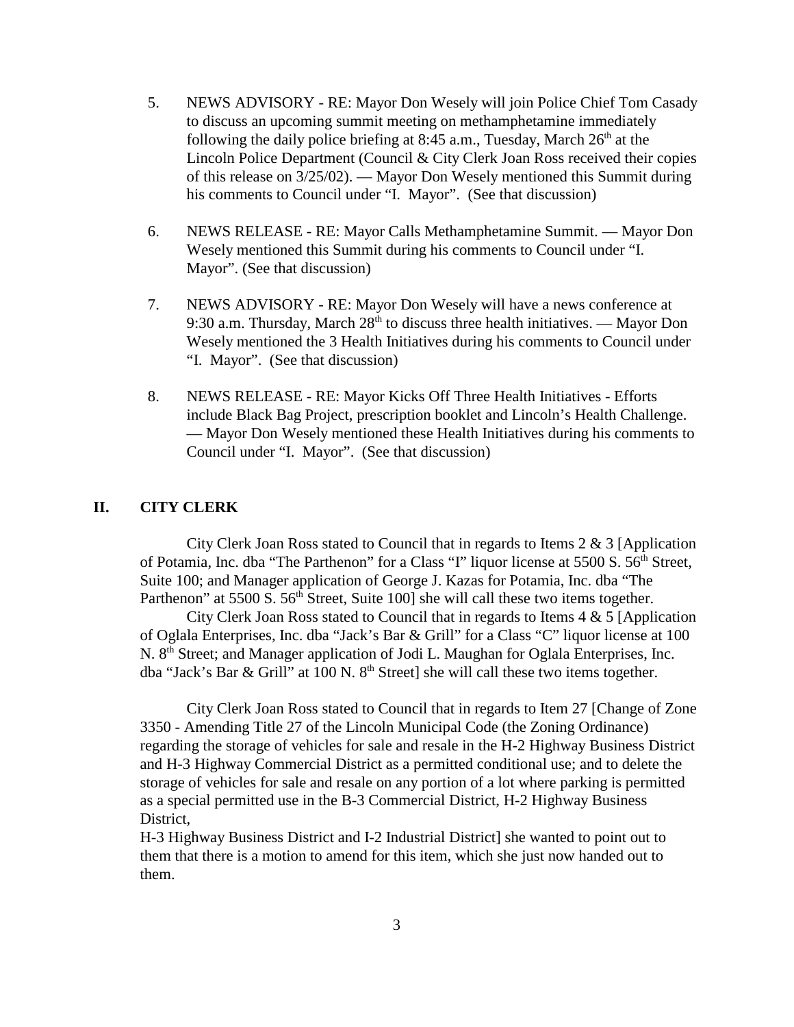5. NEWS ADVISORY - RE: Mayor Don Wesely will join Police Chief Tom Casady to discuss an upcoming summit meeting on methamphetamine immediately following the daily police briefing at 8:45 a.m., Tuesday, March 26th at the Lincoln Police Department (Council & City Clerk Joan Ross received their copies of this release on 3/25/02). — Mayor Don Wesely mentioned this Summit during his comments to Council under "I. Mayor". (See that discussion)

6. NEWS RELEASE - RE: Mayor Calls Methamphetamine Summit. — Mayor Don Wesely mentioned this Summit during his comments to Council under "I. Mayor". (See that discussion)

7. NEWS ADVISORY - RE: Mayor Don Wesely will have a news conference at 9:30 a.m. Thursday, March 28th to discuss three health initiatives. — Mayor Don Wesely mentioned the 3 Health Initiatives during his comments to Council under "I. Mayor". (See that discussion)

8. NEWS RELEASE - RE: Mayor Kicks Off Three Health Initiatives - Efforts include Black Bag Project, prescription booklet and Lincoln's Health Challenge. — Mayor Don Wesely mentioned these Health Initiatives during his comments to Council under "I. Mayor". (See that discussion)

## II. CITY CLERK

City Clerk Joan Ross stated to Council that in regards to Items 2 & 3 [Application of Potamia, Inc. dba "The Parthenon" for a Class "I" liquor license at 5500 S. 56th Street, Suite 100; and Manager application of George J. Kazas for Potamia, Inc. dba "The Parthenon" at 5500 S. 56th Street, Suite 100] she will call these two items together.

City Clerk Joan Ross stated to Council that in regards to Items 4 & 5 [Application of Oglala Enterprises, Inc. dba "Jack's Bar & Grill" for a Class "C" liquor license at 100 N. 8th Street; and Manager application of Jodi L. Maughan for Oglala Enterprises, Inc. dba "Jack's Bar & Grill" at 100 N. 8th Street] she will call these two items together.

City Clerk Joan Ross stated to Council that in regards to Item 27 [Change of Zone 3350 - Amending Title 27 of the Lincoln Municipal Code (the Zoning Ordinance) regarding the storage of vehicles for sale and resale in the H-2 Highway Business District and H-3 Highway Commercial District as a permitted conditional use; and to delete the storage of vehicles for sale and resale on any portion of a lot where parking is permitted as a special permitted use in the B-3 Commercial District, H-2 Highway Business District,
H-3 Highway Business District and I-2 Industrial District] she wanted to point out to them that there is a motion to amend for this item, which she just now handed out to them.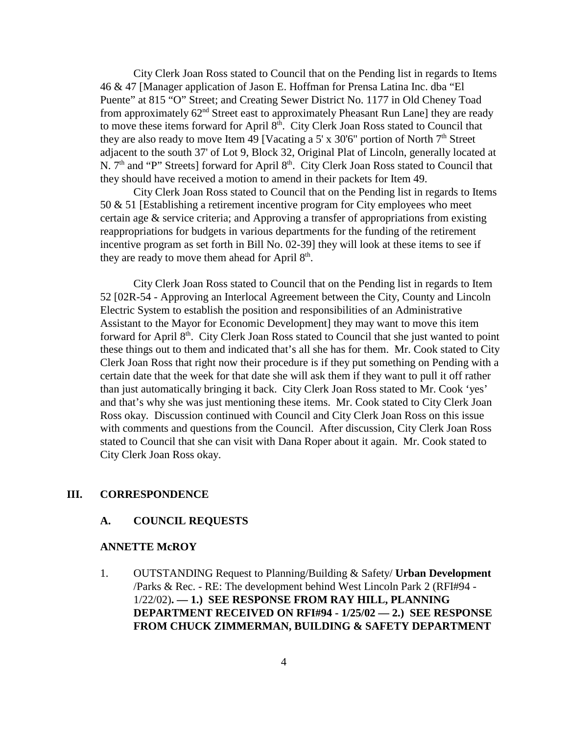City Clerk Joan Ross stated to Council that on the Pending list in regards to Items 46 & 47 [Manager application of Jason E. Hoffman for Prensa Latina Inc. dba "El Puente" at 815 "O" Street; and Creating Sewer District No. 1177 in Old Cheney Toad from approximately 62nd Street east to approximately Pheasant Run Lane] they are ready to move these items forward for April 8th. City Clerk Joan Ross stated to Council that they are also ready to move Item 49 [Vacating a 5' x 30'6" portion of North 7th Street adjacent to the south 37' of Lot 9, Block 32, Original Plat of Lincoln, generally located at N. 7th and "P" Streets] forward for April 8th. City Clerk Joan Ross stated to Council that they should have received a motion to amend in their packets for Item 49.

City Clerk Joan Ross stated to Council that on the Pending list in regards to Items 50 & 51 [Establishing a retirement incentive program for City employees who meet certain age & service criteria; and Approving a transfer of appropriations from existing reappropriations for budgets in various departments for the funding of the retirement incentive program as set forth in Bill No. 02-39] they will look at these items to see if they are ready to move them ahead for April 8th.

City Clerk Joan Ross stated to Council that on the Pending list in regards to Item 52 [02R-54 - Approving an Interlocal Agreement between the City, County and Lincoln Electric System to establish the position and responsibilities of an Administrative Assistant to the Mayor for Economic Development] they may want to move this item forward for April 8th. City Clerk Joan Ross stated to Council that she just wanted to point these things out to them and indicated that's all she has for them. Mr. Cook stated to City Clerk Joan Ross that right now their procedure is if they put something on Pending with a certain date that the week for that date she will ask them if they want to pull it off rather than just automatically bringing it back. City Clerk Joan Ross stated to Mr. Cook 'yes' and that's why she was just mentioning these items. Mr. Cook stated to City Clerk Joan Ross okay. Discussion continued with Council and City Clerk Joan Ross on this issue with comments and questions from the Council. After discussion, City Clerk Joan Ross stated to Council that she can visit with Dana Roper about it again. Mr. Cook stated to City Clerk Joan Ross okay.

## III. CORRESPONDENCE

### A. COUNCIL REQUESTS

#### ANNETTE McROY

1. OUTSTANDING Request to Planning/Building & Safety/ **Urban Development** /Parks & Rec. - RE: The development behind West Lincoln Park 2 (RFI#94 - 1/22/02)**. — 1.) SEE RESPONSE FROM RAY HILL, PLANNING DEPARTMENT RECEIVED ON RFI#94 - 1/25/02 — 2.) SEE RESPONSE FROM CHUCK ZIMMERMAN, BUILDING & SAFETY DEPARTMENT**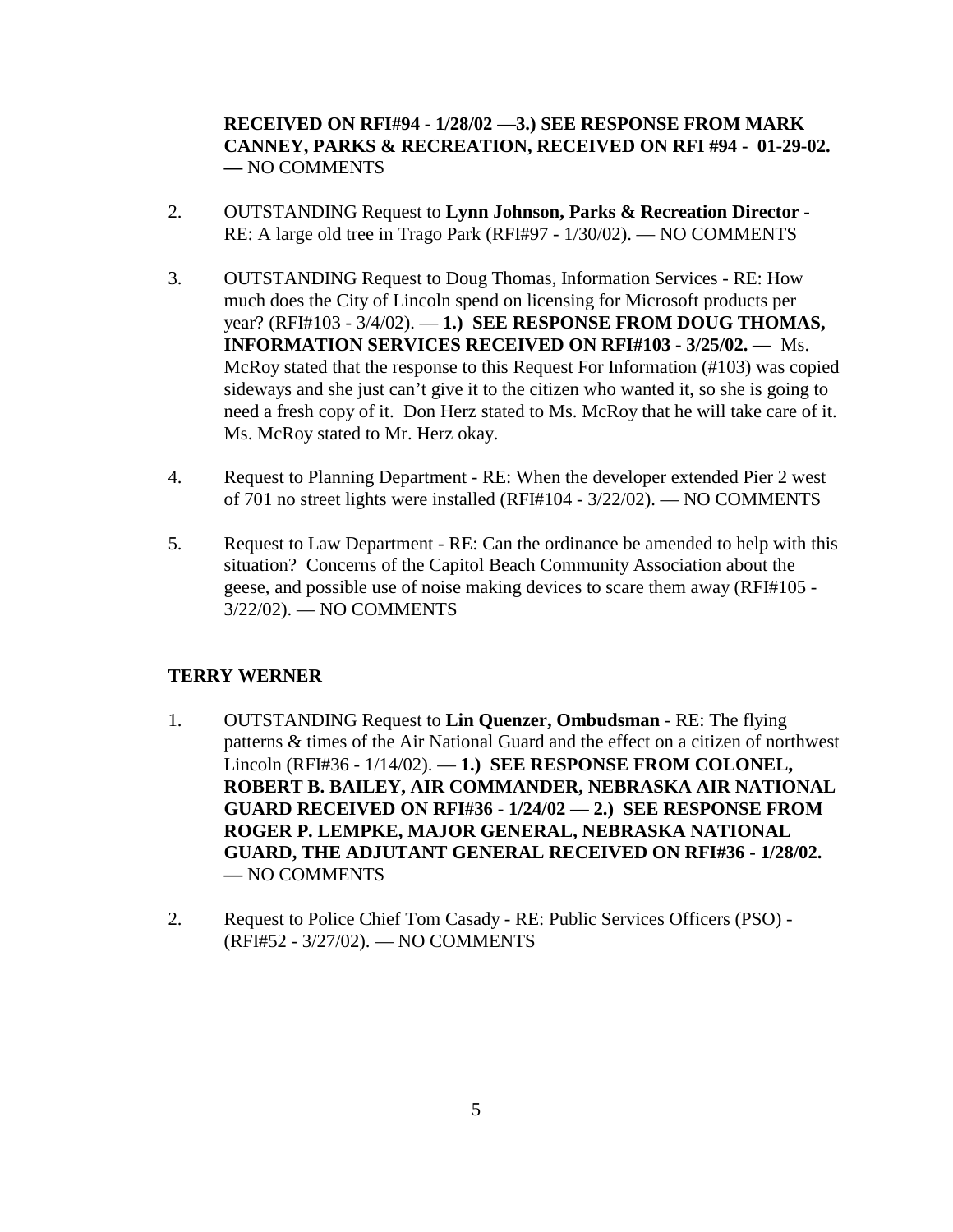**RECEIVED ON RFI#94 - 1/28/02 —3.) SEE RESPONSE FROM MARK CANNEY, PARKS & RECREATION, RECEIVED ON RFI #94 - 01-29-02. —** NO COMMENTS

2. OUTSTANDING Request to **Lynn Johnson, Parks & Recreation Director** - RE: A large old tree in Trago Park (RFI#97 - 1/30/02). — NO COMMENTS

3. ~~OUTSTANDING~~ Request to Doug Thomas, Information Services - RE: How much does the City of Lincoln spend on licensing for Microsoft products per year? (RFI#103 - 3/4/02). — **1.) SEE RESPONSE FROM DOUG THOMAS, INFORMATION SERVICES RECEIVED ON RFI#103 - 3/25/02. —** Ms. McRoy stated that the response to this Request For Information (#103) was copied sideways and she just can't give it to the citizen who wanted it, so she is going to need a fresh copy of it. Don Herz stated to Ms. McRoy that he will take care of it. Ms. McRoy stated to Mr. Herz okay.

4. Request to Planning Department - RE: When the developer extended Pier 2 west of 701 no street lights were installed (RFI#104 - 3/22/02). — NO COMMENTS

5. Request to Law Department - RE: Can the ordinance be amended to help with this situation? Concerns of the Capitol Beach Community Association about the geese, and possible use of noise making devices to scare them away (RFI#105 - 3/22/02). — NO COMMENTS

**TERRY WERNER**

1. OUTSTANDING Request to **Lin Quenzer, Ombudsman** - RE: The flying patterns & times of the Air National Guard and the effect on a citizen of northwest Lincoln (RFI#36 - 1/14/02). — **1.) SEE RESPONSE FROM COLONEL, ROBERT B. BAILEY, AIR COMMANDER, NEBRASKA AIR NATIONAL GUARD RECEIVED ON RFI#36 - 1/24/02 — 2.) SEE RESPONSE FROM ROGER P. LEMPKE, MAJOR GENERAL, NEBRASKA NATIONAL GUARD, THE ADJUTANT GENERAL RECEIVED ON RFI#36 - 1/28/02. —** NO COMMENTS

2. Request to Police Chief Tom Casady - RE: Public Services Officers (PSO) - (RFI#52 - 3/27/02). — NO COMMENTS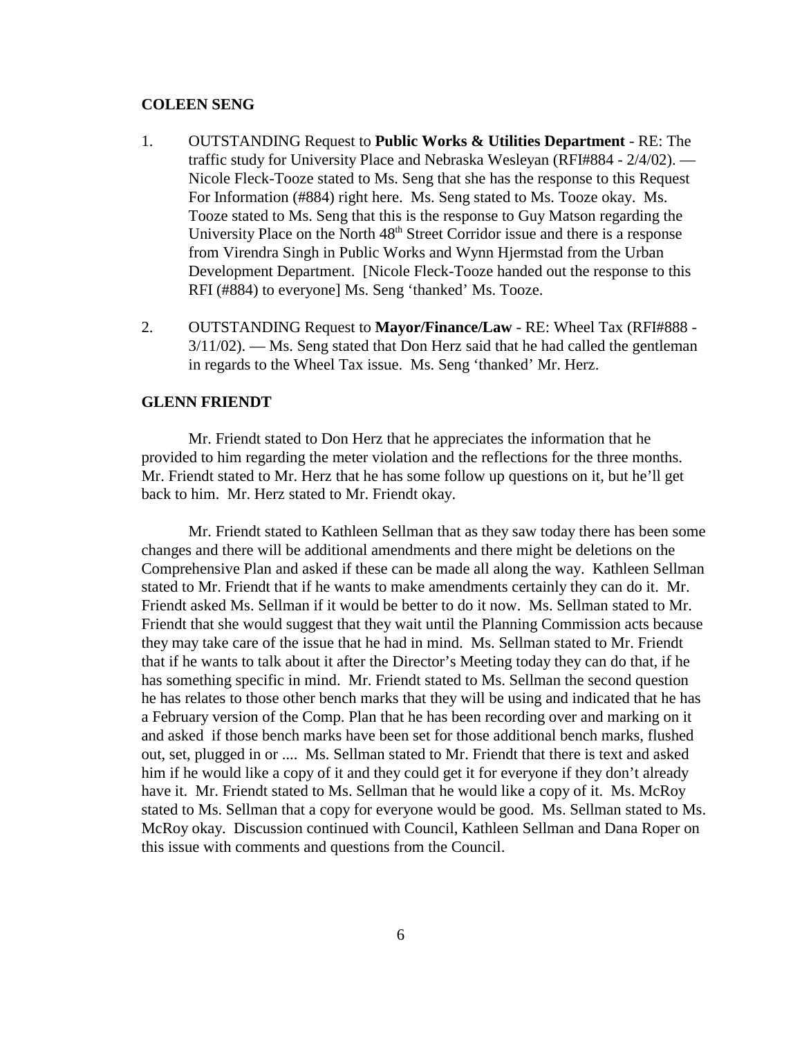**COLEEN SENG**

1. OUTSTANDING Request to **Public Works & Utilities Department** - RE: The traffic study for University Place and Nebraska Wesleyan (RFI#884 - 2/4/02). — Nicole Fleck-Tooze stated to Ms. Seng that she has the response to this Request For Information (#884) right here. Ms. Seng stated to Ms. Tooze okay. Ms. Tooze stated to Ms. Seng that this is the response to Guy Matson regarding the University Place on the North 48th Street Corridor issue and there is a response from Virendra Singh in Public Works and Wynn Hjermstad from the Urban Development Department. [Nicole Fleck-Tooze handed out the response to this RFI (#884) to everyone] Ms. Seng 'thanked' Ms. Tooze.

2. OUTSTANDING Request to **Mayor/Finance/Law** - RE: Wheel Tax (RFI#888 - 3/11/02). — Ms. Seng stated that Don Herz said that he had called the gentleman in regards to the Wheel Tax issue. Ms. Seng 'thanked' Mr. Herz.

**GLENN FRIENDT**

Mr. Friendt stated to Don Herz that he appreciates the information that he provided to him regarding the meter violation and the reflections for the three months. Mr. Friendt stated to Mr. Herz that he has some follow up questions on it, but he'll get back to him. Mr. Herz stated to Mr. Friendt okay.

Mr. Friendt stated to Kathleen Sellman that as they saw today there has been some changes and there will be additional amendments and there might be deletions on the Comprehensive Plan and asked if these can be made all along the way. Kathleen Sellman stated to Mr. Friendt that if he wants to make amendments certainly they can do it. Mr. Friendt asked Ms. Sellman if it would be better to do it now. Ms. Sellman stated to Mr. Friendt that she would suggest that they wait until the Planning Commission acts because they may take care of the issue that he had in mind. Ms. Sellman stated to Mr. Friendt that if he wants to talk about it after the Director's Meeting today they can do that, if he has something specific in mind. Mr. Friendt stated to Ms. Sellman the second question he has relates to those other bench marks that they will be using and indicated that he has a February version of the Comp. Plan that he has been recording over and marking on it and asked if those bench marks have been set for those additional bench marks, flushed out, set, plugged in or .... Ms. Sellman stated to Mr. Friendt that there is text and asked him if he would like a copy of it and they could get it for everyone if they don't already have it. Mr. Friendt stated to Ms. Sellman that he would like a copy of it. Ms. McRoy stated to Ms. Sellman that a copy for everyone would be good. Ms. Sellman stated to Ms. McRoy okay. Discussion continued with Council, Kathleen Sellman and Dana Roper on this issue with comments and questions from the Council.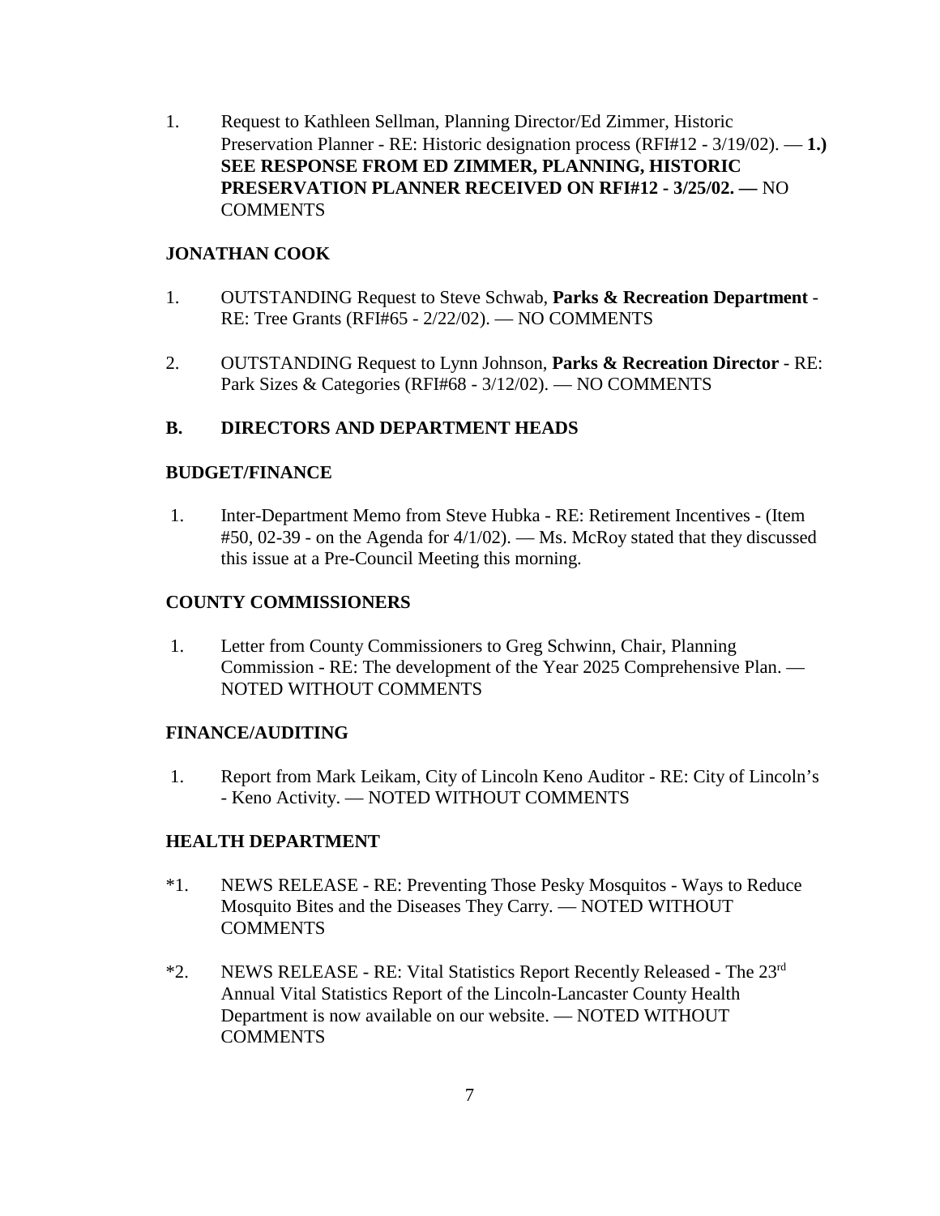1. Request to Kathleen Sellman, Planning Director/Ed Zimmer, Historic Preservation Planner - RE: Historic designation process (RFI#12 - 3/19/02). — **1.) SEE RESPONSE FROM ED ZIMMER, PLANNING, HISTORIC PRESERVATION PLANNER RECEIVED ON RFI#12 - 3/25/02. —** NO COMMENTS

**JONATHAN COOK**

1. OUTSTANDING Request to Steve Schwab, **Parks & Recreation Department** - RE: Tree Grants (RFI#65 - 2/22/02). — NO COMMENTS

2. OUTSTANDING Request to Lynn Johnson, **Parks & Recreation Director** - RE: Park Sizes & Categories (RFI#68 - 3/12/02). — NO COMMENTS

## B. DIRECTORS AND DEPARTMENT HEADS

**BUDGET/FINANCE**

1. Inter-Department Memo from Steve Hubka - RE: Retirement Incentives - (Item #50, 02-39 - on the Agenda for 4/1/02). — Ms. McRoy stated that they discussed this issue at a Pre-Council Meeting this morning.

**COUNTY COMMISSIONERS**

1. Letter from County Commissioners to Greg Schwinn, Chair, Planning Commission - RE: The development of the Year 2025 Comprehensive Plan. — NOTED WITHOUT COMMENTS

**FINANCE/AUDITING**

1. Report from Mark Leikam, City of Lincoln Keno Auditor - RE: City of Lincoln's - Keno Activity. — NOTED WITHOUT COMMENTS

**HEALTH DEPARTMENT**

*1. NEWS RELEASE - RE: Preventing Those Pesky Mosquitos - Ways to Reduce Mosquito Bites and the Diseases They Carry. — NOTED WITHOUT COMMENTS

*2. NEWS RELEASE - RE: Vital Statistics Report Recently Released - The 23rd Annual Vital Statistics Report of the Lincoln-Lancaster County Health Department is now available on our website. — NOTED WITHOUT COMMENTS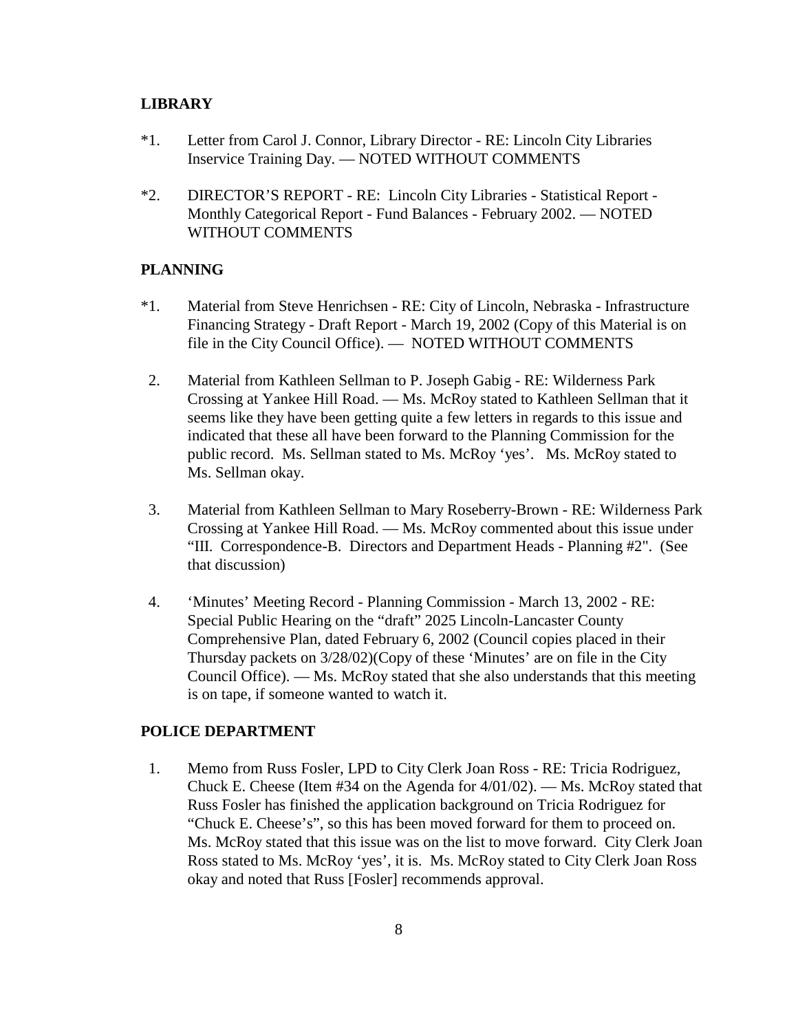**LIBRARY**

*1. Letter from Carol J. Connor, Library Director - RE: Lincoln City Libraries Inservice Training Day. — NOTED WITHOUT COMMENTS

*2. DIRECTOR'S REPORT - RE: Lincoln City Libraries - Statistical Report - Monthly Categorical Report - Fund Balances - February 2002. — NOTED WITHOUT COMMENTS

**PLANNING**

*1. Material from Steve Henrichsen - RE: City of Lincoln, Nebraska - Infrastructure Financing Strategy - Draft Report - March 19, 2002 (Copy of this Material is on file in the City Council Office). — NOTED WITHOUT COMMENTS

2. Material from Kathleen Sellman to P. Joseph Gabig - RE: Wilderness Park Crossing at Yankee Hill Road. — Ms. McRoy stated to Kathleen Sellman that it seems like they have been getting quite a few letters in regards to this issue and indicated that these all have been forward to the Planning Commission for the public record. Ms. Sellman stated to Ms. McRoy 'yes'. Ms. McRoy stated to Ms. Sellman okay.

3. Material from Kathleen Sellman to Mary Roseberry-Brown - RE: Wilderness Park Crossing at Yankee Hill Road. — Ms. McRoy commented about this issue under "III. Correspondence-B. Directors and Department Heads - Planning #2". (See that discussion)

4. 'Minutes' Meeting Record - Planning Commission - March 13, 2002 - RE: Special Public Hearing on the "draft" 2025 Lincoln-Lancaster County Comprehensive Plan, dated February 6, 2002 (Council copies placed in their Thursday packets on 3/28/02)(Copy of these 'Minutes' are on file in the City Council Office). — Ms. McRoy stated that she also understands that this meeting is on tape, if someone wanted to watch it.

**POLICE DEPARTMENT**

1. Memo from Russ Fosler, LPD to City Clerk Joan Ross - RE: Tricia Rodriguez, Chuck E. Cheese (Item #34 on the Agenda for 4/01/02). — Ms. McRoy stated that Russ Fosler has finished the application background on Tricia Rodriguez for "Chuck E. Cheese's", so this has been moved forward for them to proceed on. Ms. McRoy stated that this issue was on the list to move forward. City Clerk Joan Ross stated to Ms. McRoy 'yes', it is. Ms. McRoy stated to City Clerk Joan Ross okay and noted that Russ [Fosler] recommends approval.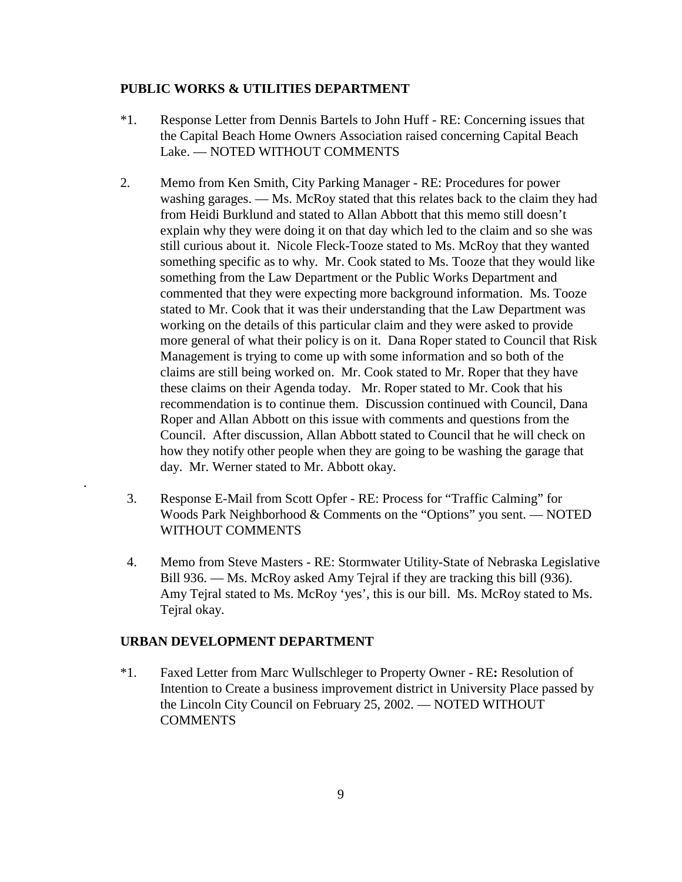**PUBLIC WORKS & UTILITIES DEPARTMENT**

*1. Response Letter from Dennis Bartels to John Huff - RE: Concerning issues that the Capital Beach Home Owners Association raised concerning Capital Beach Lake. — NOTED WITHOUT COMMENTS

2. Memo from Ken Smith, City Parking Manager - RE: Procedures for power washing garages. — Ms. McRoy stated that this relates back to the claim they had from Heidi Burklund and stated to Allan Abbott that this memo still doesn't explain why they were doing it on that day which led to the claim and so she was still curious about it. Nicole Fleck-Tooze stated to Ms. McRoy that they wanted something specific as to why. Mr. Cook stated to Ms. Tooze that they would like something from the Law Department or the Public Works Department and commented that they were expecting more background information. Ms. Tooze stated to Mr. Cook that it was their understanding that the Law Department was working on the details of this particular claim and they were asked to provide more general of what their policy is on it. Dana Roper stated to Council that Risk Management is trying to come up with some information and so both of the claims are still being worked on. Mr. Cook stated to Mr. Roper that they have these claims on their Agenda today. Mr. Roper stated to Mr. Cook that his recommendation is to continue them. Discussion continued with Council, Dana Roper and Allan Abbott on this issue with comments and questions from the Council. After discussion, Allan Abbott stated to Council that he will check on how they notify other people when they are going to be washing the garage that day. Mr. Werner stated to Mr. Abbott okay.

3. Response E-Mail from Scott Opfer - RE: Process for "Traffic Calming" for Woods Park Neighborhood & Comments on the "Options" you sent. — NOTED WITHOUT COMMENTS

4. Memo from Steve Masters - RE: Stormwater Utility-State of Nebraska Legislative Bill 936. — Ms. McRoy asked Amy Tejral if they are tracking this bill (936). Amy Tejral stated to Ms. McRoy 'yes', this is our bill. Ms. McRoy stated to Ms. Tejral okay.

**URBAN DEVELOPMENT DEPARTMENT**

*1. Faxed Letter from Marc Wullschleger to Property Owner - RE**:** Resolution of Intention to Create a business improvement district in University Place passed by the Lincoln City Council on February 25, 2002. — NOTED WITHOUT COMMENTS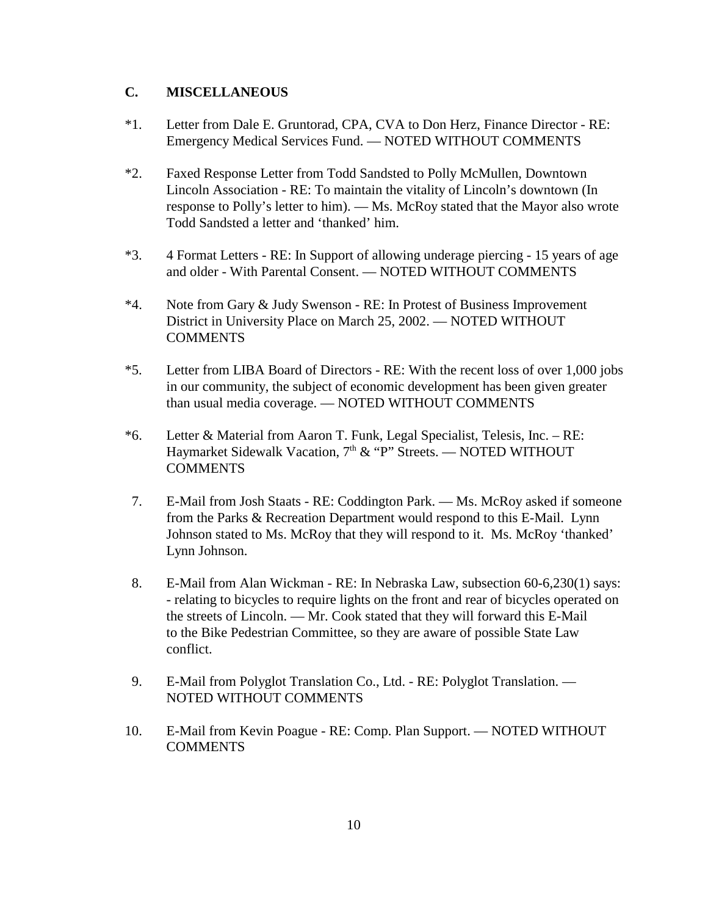### C. MISCELLANEOUS

*1. Letter from Dale E. Gruntorad, CPA, CVA to Don Herz, Finance Director - RE: Emergency Medical Services Fund. — NOTED WITHOUT COMMENTS

*2. Faxed Response Letter from Todd Sandsted to Polly McMullen, Downtown Lincoln Association - RE: To maintain the vitality of Lincoln's downtown (In response to Polly's letter to him). — Ms. McRoy stated that the Mayor also wrote Todd Sandsted a letter and 'thanked' him.

*3. 4 Format Letters - RE: In Support of allowing underage piercing - 15 years of age and older - With Parental Consent. — NOTED WITHOUT COMMENTS

*4. Note from Gary & Judy Swenson - RE: In Protest of Business Improvement District in University Place on March 25, 2002. — NOTED WITHOUT COMMENTS

*5. Letter from LIBA Board of Directors - RE: With the recent loss of over 1,000 jobs in our community, the subject of economic development has been given greater than usual media coverage. — NOTED WITHOUT COMMENTS

*6. Letter & Material from Aaron T. Funk, Legal Specialist, Telesis, Inc. – RE: Haymarket Sidewalk Vacation, 7th & "P" Streets. — NOTED WITHOUT COMMENTS

7. E-Mail from Josh Staats - RE: Coddington Park. — Ms. McRoy asked if someone from the Parks & Recreation Department would respond to this E-Mail. Lynn Johnson stated to Ms. McRoy that they will respond to it. Ms. McRoy 'thanked' Lynn Johnson.

8. E-Mail from Alan Wickman - RE: In Nebraska Law, subsection 60-6,230(1) says: - relating to bicycles to require lights on the front and rear of bicycles operated on the streets of Lincoln. — Mr. Cook stated that they will forward this E-Mail to the Bike Pedestrian Committee, so they are aware of possible State Law conflict.

9. E-Mail from Polyglot Translation Co., Ltd. - RE: Polyglot Translation. — NOTED WITHOUT COMMENTS

10. E-Mail from Kevin Poague - RE: Comp. Plan Support. — NOTED WITHOUT COMMENTS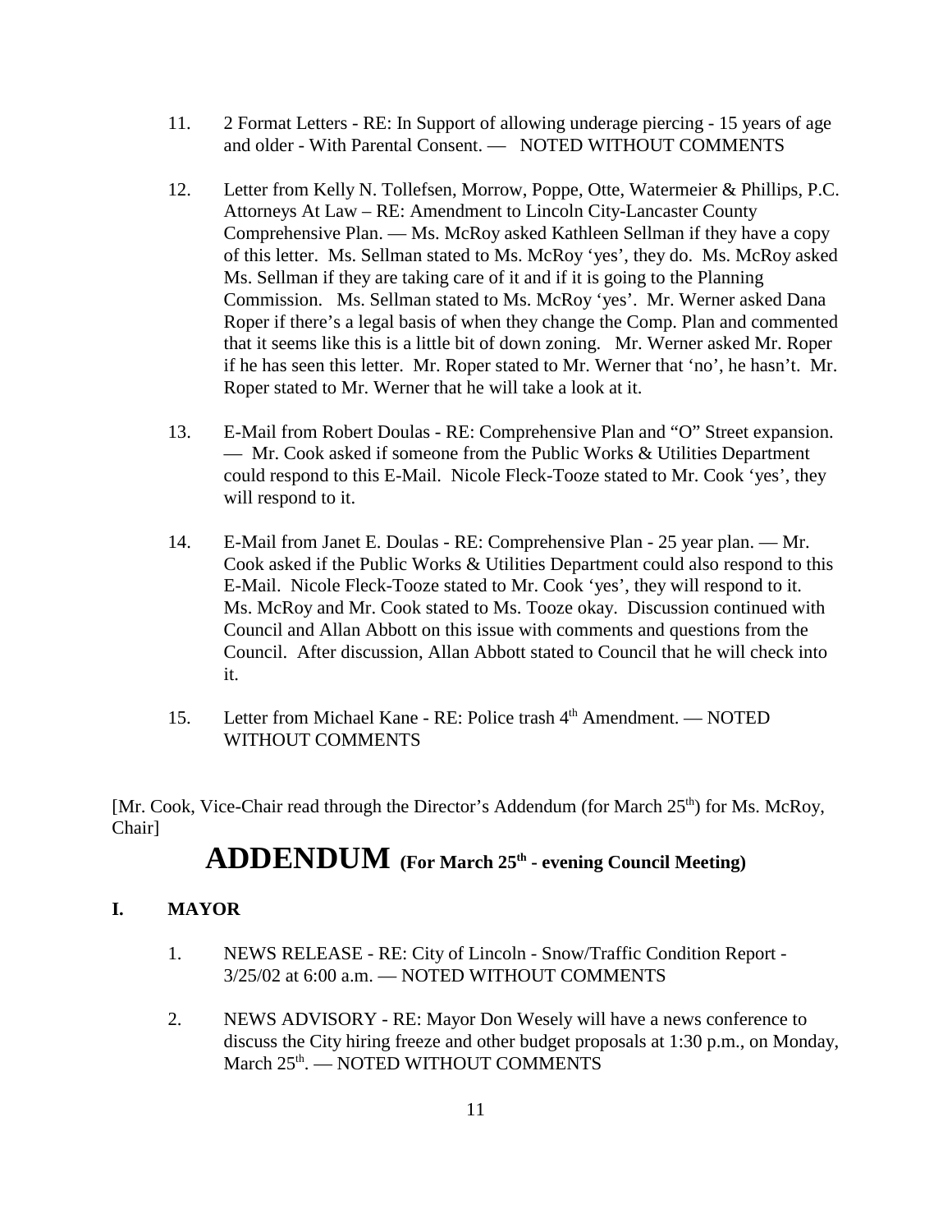11. 2 Format Letters - RE: In Support of allowing underage piercing - 15 years of age and older - With Parental Consent. — NOTED WITHOUT COMMENTS

12. Letter from Kelly N. Tollefsen, Morrow, Poppe, Otte, Watermeier & Phillips, P.C. Attorneys At Law – RE: Amendment to Lincoln City-Lancaster County Comprehensive Plan. — Ms. McRoy asked Kathleen Sellman if they have a copy of this letter. Ms. Sellman stated to Ms. McRoy 'yes', they do. Ms. McRoy asked Ms. Sellman if they are taking care of it and if it is going to the Planning Commission. Ms. Sellman stated to Ms. McRoy 'yes'. Mr. Werner asked Dana Roper if there's a legal basis of when they change the Comp. Plan and commented that it seems like this is a little bit of down zoning. Mr. Werner asked Mr. Roper if he has seen this letter. Mr. Roper stated to Mr. Werner that 'no', he hasn't. Mr. Roper stated to Mr. Werner that he will take a look at it.

13. E-Mail from Robert Doulas - RE: Comprehensive Plan and "O" Street expansion. — Mr. Cook asked if someone from the Public Works & Utilities Department could respond to this E-Mail. Nicole Fleck-Tooze stated to Mr. Cook 'yes', they will respond to it.

14. E-Mail from Janet E. Doulas - RE: Comprehensive Plan - 25 year plan. — Mr. Cook asked if the Public Works & Utilities Department could also respond to this E-Mail. Nicole Fleck-Tooze stated to Mr. Cook 'yes', they will respond to it. Ms. McRoy and Mr. Cook stated to Ms. Tooze okay. Discussion continued with Council and Allan Abbott on this issue with comments and questions from the Council. After discussion, Allan Abbott stated to Council that he will check into it.

15. Letter from Michael Kane - RE: Police trash 4th Amendment. — NOTED WITHOUT COMMENTS

[Mr. Cook, Vice-Chair read through the Director's Addendum (for March 25th) for Ms. McRoy, Chair]

# ADDENDUM (For March 25th - evening Council Meeting)

## I. MAYOR

1. NEWS RELEASE - RE: City of Lincoln - Snow/Traffic Condition Report - 3/25/02 at 6:00 a.m. — NOTED WITHOUT COMMENTS

2. NEWS ADVISORY - RE: Mayor Don Wesely will have a news conference to discuss the City hiring freeze and other budget proposals at 1:30 p.m., on Monday, March 25th. — NOTED WITHOUT COMMENTS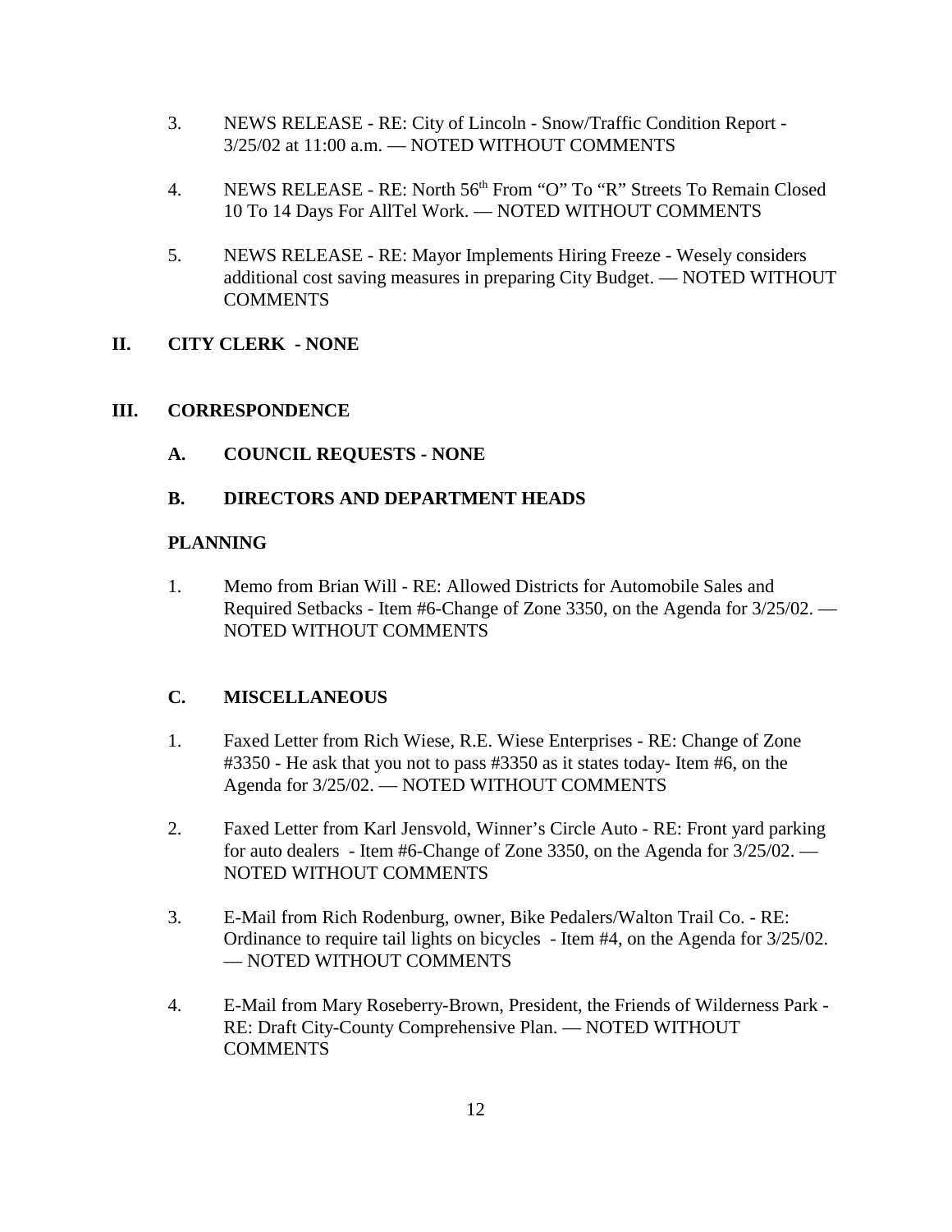3. NEWS RELEASE - RE: City of Lincoln - Snow/Traffic Condition Report - 3/25/02 at 11:00 a.m. — NOTED WITHOUT COMMENTS

4. NEWS RELEASE - RE: North 56th From "O" To "R" Streets To Remain Closed 10 To 14 Days For AllTel Work. — NOTED WITHOUT COMMENTS

5. NEWS RELEASE - RE: Mayor Implements Hiring Freeze - Wesely considers additional cost saving measures in preparing City Budget. — NOTED WITHOUT COMMENTS

## II. CITY CLERK - NONE

## III. CORRESPONDENCE

### A. COUNCIL REQUESTS - NONE

### B. DIRECTORS AND DEPARTMENT HEADS

**PLANNING**

1. Memo from Brian Will - RE: Allowed Districts for Automobile Sales and Required Setbacks - Item #6-Change of Zone 3350, on the Agenda for 3/25/02. — NOTED WITHOUT COMMENTS

### C. MISCELLANEOUS

1. Faxed Letter from Rich Wiese, R.E. Wiese Enterprises - RE: Change of Zone #3350 - He ask that you not to pass #3350 as it states today- Item #6, on the Agenda for 3/25/02. — NOTED WITHOUT COMMENTS

2. Faxed Letter from Karl Jensvold, Winner's Circle Auto - RE: Front yard parking for auto dealers - Item #6-Change of Zone 3350, on the Agenda for 3/25/02. — NOTED WITHOUT COMMENTS

3. E-Mail from Rich Rodenburg, owner, Bike Pedalers/Walton Trail Co. - RE: Ordinance to require tail lights on bicycles - Item #4, on the Agenda for 3/25/02. — NOTED WITHOUT COMMENTS

4. E-Mail from Mary Roseberry-Brown, President, the Friends of Wilderness Park - RE: Draft City-County Comprehensive Plan. — NOTED WITHOUT COMMENTS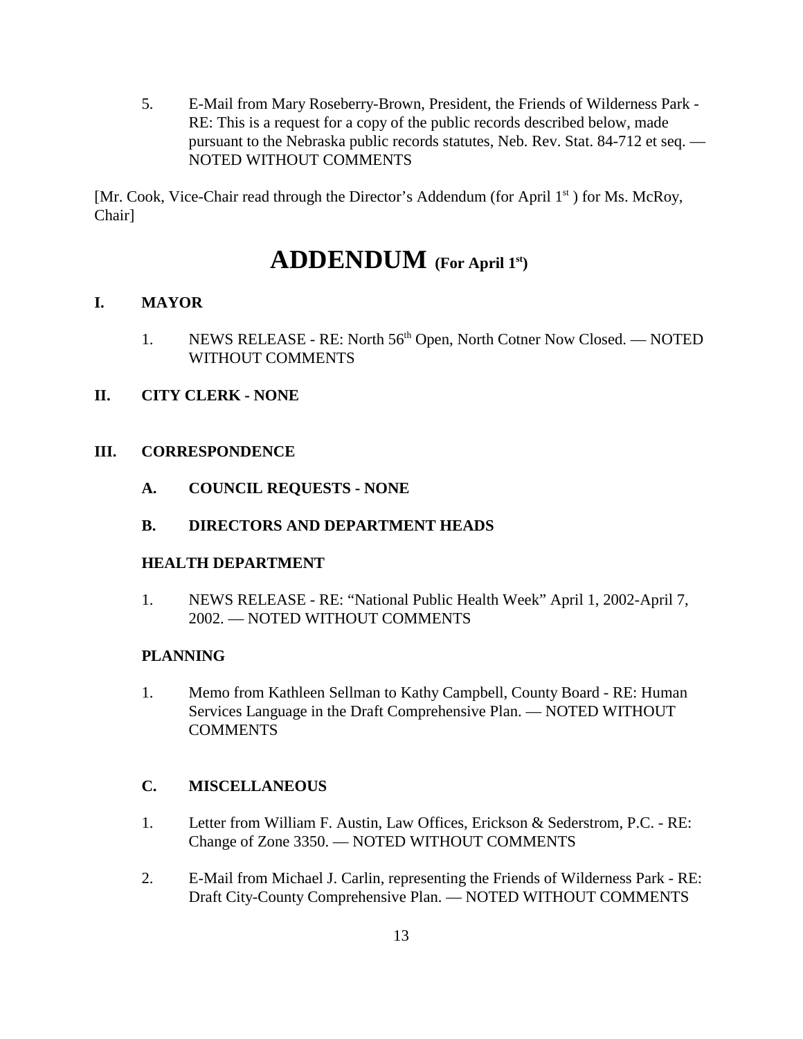5. E-Mail from Mary Roseberry-Brown, President, the Friends of Wilderness Park - RE: This is a request for a copy of the public records described below, made pursuant to the Nebraska public records statutes, Neb. Rev. Stat. 84-712 et seq. — NOTED WITHOUT COMMENTS

[Mr. Cook, Vice-Chair read through the Director's Addendum (for April 1st ) for Ms. McRoy, Chair]

# ADDENDUM (For April 1st)

## I. MAYOR

1. NEWS RELEASE - RE: North 56th Open, North Cotner Now Closed. — NOTED WITHOUT COMMENTS

## II. CITY CLERK - NONE

## III. CORRESPONDENCE

### A. COUNCIL REQUESTS - NONE

### B. DIRECTORS AND DEPARTMENT HEADS

**HEALTH DEPARTMENT**

1. NEWS RELEASE - RE: "National Public Health Week" April 1, 2002-April 7, 2002. — NOTED WITHOUT COMMENTS

**PLANNING**

1. Memo from Kathleen Sellman to Kathy Campbell, County Board - RE: Human Services Language in the Draft Comprehensive Plan. — NOTED WITHOUT COMMENTS

### C. MISCELLANEOUS

1. Letter from William F. Austin, Law Offices, Erickson & Sederstrom, P.C. - RE: Change of Zone 3350. — NOTED WITHOUT COMMENTS

2. E-Mail from Michael J. Carlin, representing the Friends of Wilderness Park - RE: Draft City-County Comprehensive Plan. — NOTED WITHOUT COMMENTS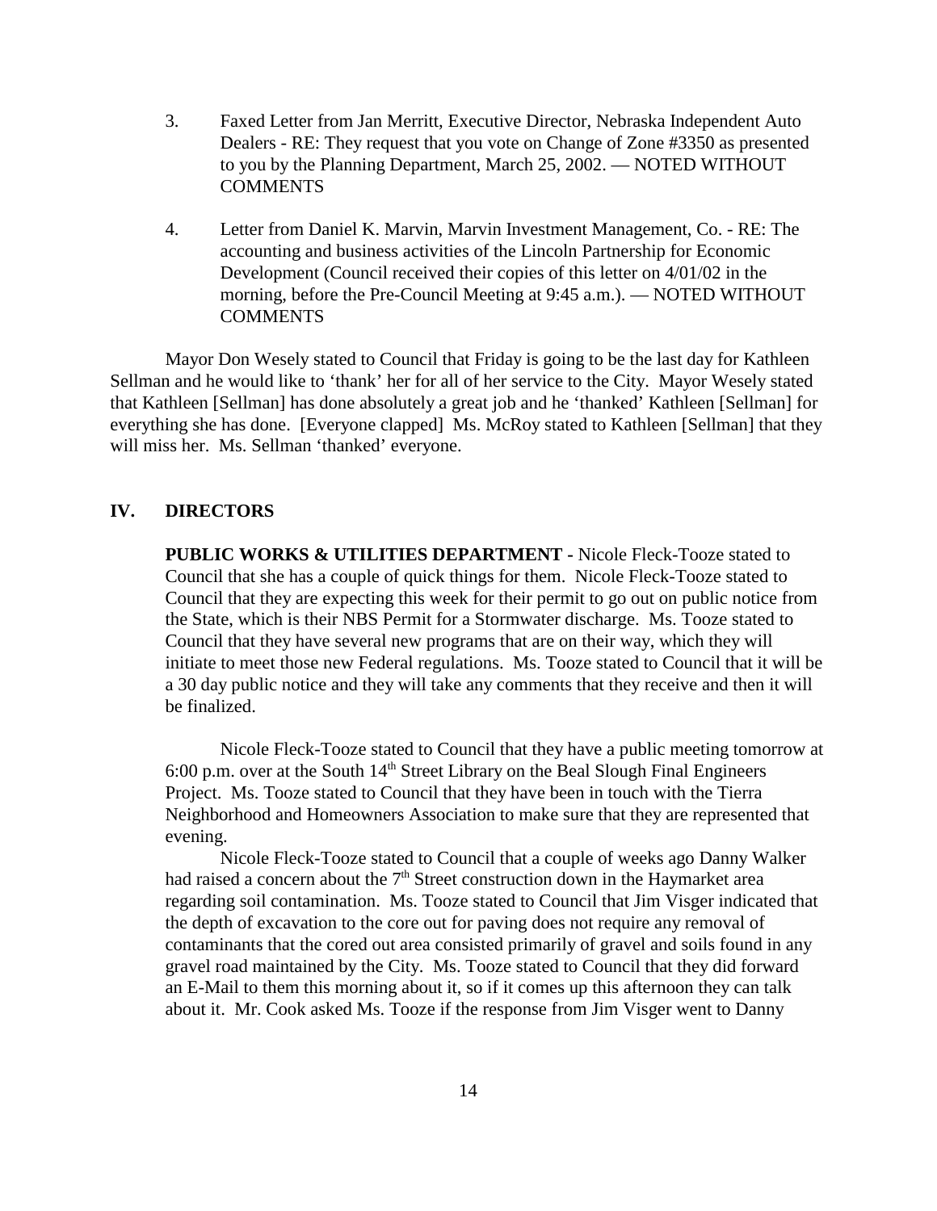3. Faxed Letter from Jan Merritt, Executive Director, Nebraska Independent Auto Dealers - RE: They request that you vote on Change of Zone #3350 as presented to you by the Planning Department, March 25, 2002. — NOTED WITHOUT COMMENTS

4. Letter from Daniel K. Marvin, Marvin Investment Management, Co. - RE: The accounting and business activities of the Lincoln Partnership for Economic Development (Council received their copies of this letter on 4/01/02 in the morning, before the Pre-Council Meeting at 9:45 a.m.). — NOTED WITHOUT COMMENTS

Mayor Don Wesely stated to Council that Friday is going to be the last day for Kathleen Sellman and he would like to 'thank' her for all of her service to the City. Mayor Wesely stated that Kathleen [Sellman] has done absolutely a great job and he 'thanked' Kathleen [Sellman] for everything she has done. [Everyone clapped] Ms. McRoy stated to Kathleen [Sellman] that they will miss her. Ms. Sellman 'thanked' everyone.

## IV. DIRECTORS

**PUBLIC WORKS & UTILITIES DEPARTMENT -** Nicole Fleck-Tooze stated to Council that she has a couple of quick things for them. Nicole Fleck-Tooze stated to Council that they are expecting this week for their permit to go out on public notice from the State, which is their NBS Permit for a Stormwater discharge. Ms. Tooze stated to Council that they have several new programs that are on their way, which they will initiate to meet those new Federal regulations. Ms. Tooze stated to Council that it will be a 30 day public notice and they will take any comments that they receive and then it will be finalized.

Nicole Fleck-Tooze stated to Council that they have a public meeting tomorrow at 6:00 p.m. over at the South 14th Street Library on the Beal Slough Final Engineers Project. Ms. Tooze stated to Council that they have been in touch with the Tierra Neighborhood and Homeowners Association to make sure that they are represented that evening.

Nicole Fleck-Tooze stated to Council that a couple of weeks ago Danny Walker had raised a concern about the 7th Street construction down in the Haymarket area regarding soil contamination. Ms. Tooze stated to Council that Jim Visger indicated that the depth of excavation to the core out for paving does not require any removal of contaminants that the cored out area consisted primarily of gravel and soils found in any gravel road maintained by the City. Ms. Tooze stated to Council that they did forward an E-Mail to them this morning about it, so if it comes up this afternoon they can talk about it. Mr. Cook asked Ms. Tooze if the response from Jim Visger went to Danny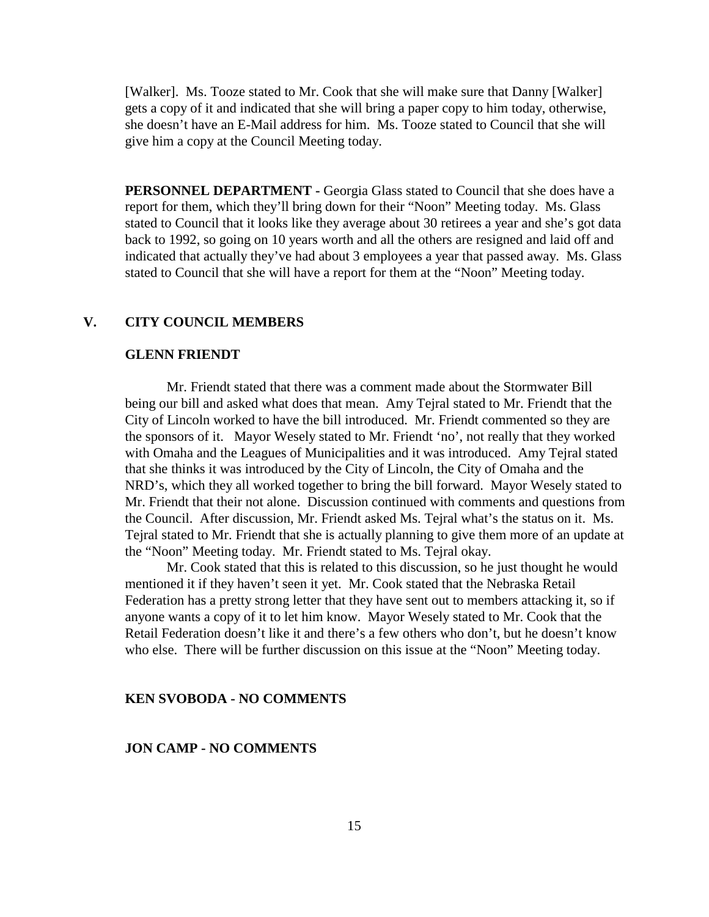[Walker]. Ms. Tooze stated to Mr. Cook that she will make sure that Danny [Walker] gets a copy of it and indicated that she will bring a paper copy to him today, otherwise, she doesn't have an E-Mail address for him. Ms. Tooze stated to Council that she will give him a copy at the Council Meeting today.

**PERSONNEL DEPARTMENT -** Georgia Glass stated to Council that she does have a report for them, which they'll bring down for their "Noon" Meeting today. Ms. Glass stated to Council that it looks like they average about 30 retirees a year and she's got data back to 1992, so going on 10 years worth and all the others are resigned and laid off and indicated that actually they've had about 3 employees a year that passed away. Ms. Glass stated to Council that she will have a report for them at the "Noon" Meeting today.

## V. CITY COUNCIL MEMBERS

### GLENN FRIENDT

Mr. Friendt stated that there was a comment made about the Stormwater Bill being our bill and asked what does that mean. Amy Tejral stated to Mr. Friendt that the City of Lincoln worked to have the bill introduced. Mr. Friendt commented so they are the sponsors of it. Mayor Wesely stated to Mr. Friendt 'no', not really that they worked with Omaha and the Leagues of Municipalities and it was introduced. Amy Tejral stated that she thinks it was introduced by the City of Lincoln, the City of Omaha and the NRD's, which they all worked together to bring the bill forward. Mayor Wesely stated to Mr. Friendt that their not alone. Discussion continued with comments and questions from the Council. After discussion, Mr. Friendt asked Ms. Tejral what's the status on it. Ms. Tejral stated to Mr. Friendt that she is actually planning to give them more of an update at the "Noon" Meeting today. Mr. Friendt stated to Ms. Tejral okay.

Mr. Cook stated that this is related to this discussion, so he just thought he would mentioned it if they haven't seen it yet. Mr. Cook stated that the Nebraska Retail Federation has a pretty strong letter that they have sent out to members attacking it, so if anyone wants a copy of it to let him know. Mayor Wesely stated to Mr. Cook that the Retail Federation doesn't like it and there's a few others who don't, but he doesn't know who else. There will be further discussion on this issue at the "Noon" Meeting today.

### KEN SVOBODA - NO COMMENTS

### JON CAMP - NO COMMENTS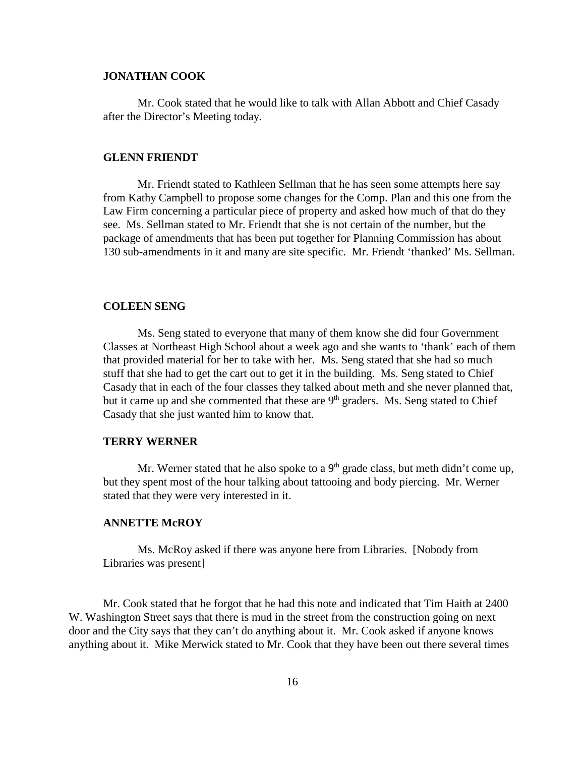**JONATHAN COOK**

Mr. Cook stated that he would like to talk with Allan Abbott and Chief Casady after the Director's Meeting today.

**GLENN FRIENDT**

Mr. Friendt stated to Kathleen Sellman that he has seen some attempts here say from Kathy Campbell to propose some changes for the Comp. Plan and this one from the Law Firm concerning a particular piece of property and asked how much of that do they see. Ms. Sellman stated to Mr. Friendt that she is not certain of the number, but the package of amendments that has been put together for Planning Commission has about 130 sub-amendments in it and many are site specific. Mr. Friendt 'thanked' Ms. Sellman.

**COLEEN SENG**

Ms. Seng stated to everyone that many of them know she did four Government Classes at Northeast High School about a week ago and she wants to 'thank' each of them that provided material for her to take with her. Ms. Seng stated that she had so much stuff that she had to get the cart out to get it in the building. Ms. Seng stated to Chief Casady that in each of the four classes they talked about meth and she never planned that, but it came up and she commented that these are 9th graders. Ms. Seng stated to Chief Casady that she just wanted him to know that.

**TERRY WERNER**

Mr. Werner stated that he also spoke to a 9th grade class, but meth didn't come up, but they spent most of the hour talking about tattooing and body piercing. Mr. Werner stated that they were very interested in it.

**ANNETTE McROY**

Ms. McRoy asked if there was anyone here from Libraries. [Nobody from Libraries was present]

Mr. Cook stated that he forgot that he had this note and indicated that Tim Haith at 2400 W. Washington Street says that there is mud in the street from the construction going on next door and the City says that they can't do anything about it. Mr. Cook asked if anyone knows anything about it. Mike Merwick stated to Mr. Cook that they have been out there several times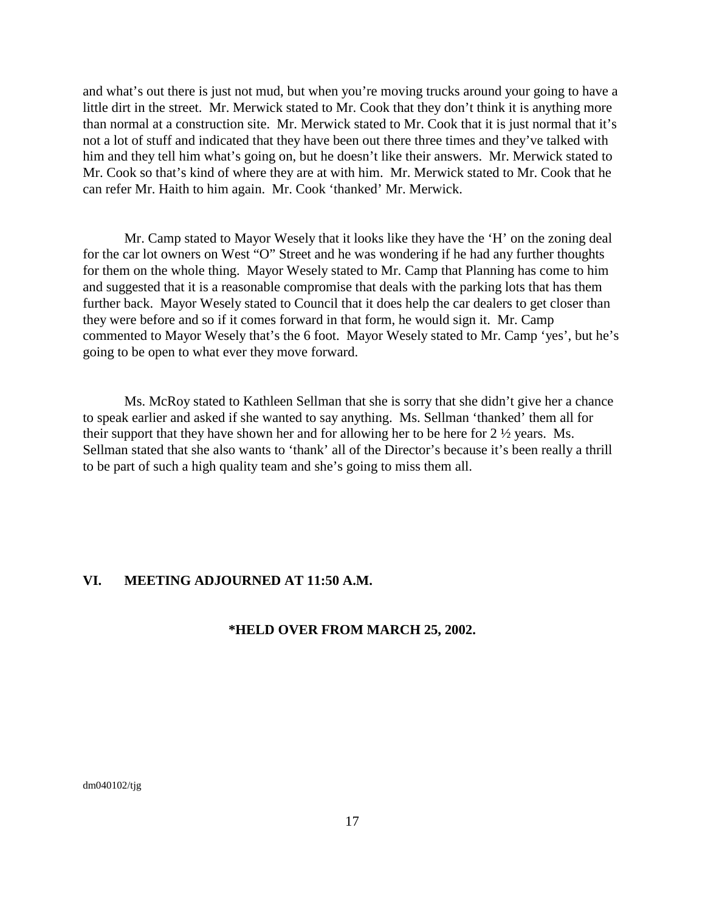and what's out there is just not mud, but when you're moving trucks around your going to have a little dirt in the street. Mr. Merwick stated to Mr. Cook that they don't think it is anything more than normal at a construction site. Mr. Merwick stated to Mr. Cook that it is just normal that it's not a lot of stuff and indicated that they have been out there three times and they've talked with him and they tell him what's going on, but he doesn't like their answers. Mr. Merwick stated to Mr. Cook so that's kind of where they are at with him. Mr. Merwick stated to Mr. Cook that he can refer Mr. Haith to him again. Mr. Cook 'thanked' Mr. Merwick.

Mr. Camp stated to Mayor Wesely that it looks like they have the 'H' on the zoning deal for the car lot owners on West "O" Street and he was wondering if he had any further thoughts for them on the whole thing. Mayor Wesely stated to Mr. Camp that Planning has come to him and suggested that it is a reasonable compromise that deals with the parking lots that has them further back. Mayor Wesely stated to Council that it does help the car dealers to get closer than they were before and so if it comes forward in that form, he would sign it. Mr. Camp commented to Mayor Wesely that's the 6 foot. Mayor Wesely stated to Mr. Camp 'yes', but he's going to be open to what ever they move forward.

Ms. McRoy stated to Kathleen Sellman that she is sorry that she didn't give her a chance to speak earlier and asked if she wanted to say anything. Ms. Sellman 'thanked' them all for their support that they have shown her and for allowing her to be here for 2 ½ years. Ms. Sellman stated that she also wants to 'thank' all of the Director's because it's been really a thrill to be part of such a high quality team and she's going to miss them all.

**VI. MEETING ADJOURNED AT 11:50 A.M.**

**\*HELD OVER FROM MARCH 25, 2002.**

dm040102/tjg